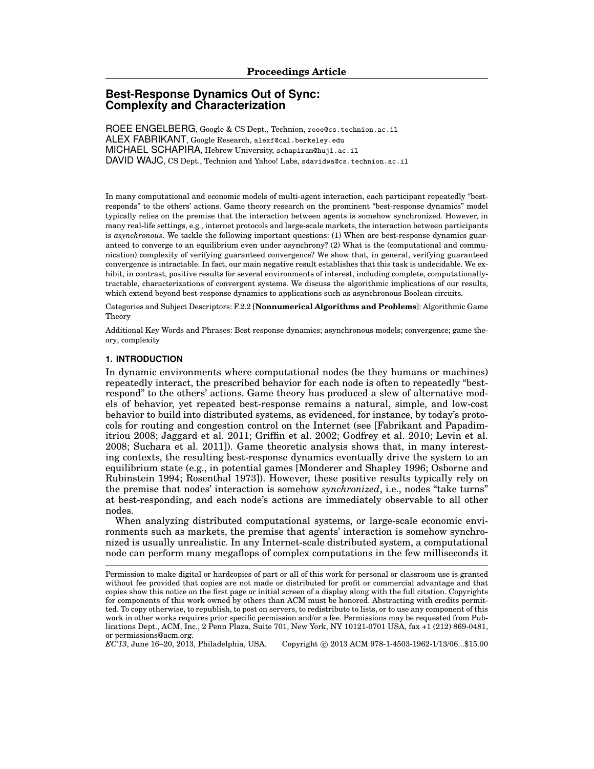**Proceedings Article**

# Best-Response Dynamics Out of Sync: Complexity and Characterization

ROEE ENGELBERG, Google & CS Dept., Technion, roee@cs.technion.ac.il
ALEX FABRIKANT, Google Research, alexf@cal.berkeley.edu
MICHAEL SCHAPIRA, Hebrew University, schapiram@huji.ac.il
DAVID WAJC, CS Dept., Technion and Yahoo! Labs, sdavidwa@cs.technion.ac.il

In many computational and economic models of multi-agent interaction, each participant repeatedly "best-responds" to the others' actions. Game theory research on the prominent "best-response dynamics" model typically relies on the premise that the interaction between agents is somehow synchronized. However, in many real-life settings, e.g., internet protocols and large-scale markets, the interaction between participants is *asynchronous*. We tackle the following important questions: (1) When are best-response dynamics guaranteed to converge to an equilibrium even under asynchrony? (2) What is the (computational and communication) complexity of verifying guaranteed convergence? We show that, in general, verifying guaranteed convergence is intractable. In fact, our main negative result establishes that this task is undecidable. We exhibit, in contrast, positive results for several environments of interest, including complete, computationally-tractable, characterizations of convergent systems. We discuss the algorithmic implications of our results, which extend beyond best-response dynamics to applications such as asynchronous Boolean circuits.

Categories and Subject Descriptors: F.2.2 [**Nonnumerical Algorithms and Problems**]: Algorithmic Game Theory

Additional Key Words and Phrases: Best response dynamics; asynchronous models; convergence; game theory; complexity

## 1. INTRODUCTION

In dynamic environments where computational nodes (be they humans or machines) repeatedly interact, the prescribed behavior for each node is often to repeatedly "best-respond" to the others' actions. Game theory has produced a slew of alternative models of behavior, yet repeated best-response remains a natural, simple, and low-cost behavior to build into distributed systems, as evidenced, for instance, by today's protocols for routing and congestion control on the Internet (see [Fabrikant and Papadimitriou 2008; Jaggard et al. 2011; Griffin et al. 2002; Godfrey et al. 2010; Levin et al. 2008; Suchara et al. 2011]). Game theoretic analysis shows that, in many interesting contexts, the resulting best-response dynamics eventually drive the system to an equilibrium state (e.g., in potential games [Monderer and Shapley 1996; Osborne and Rubinstein 1994; Rosenthal 1973]). However, these positive results typically rely on the premise that nodes' interaction is somehow *synchronized*, i.e., nodes "take turns" at best-responding, and each node's actions are immediately observable to all other nodes.

When analyzing distributed computational systems, or large-scale economic environments such as markets, the premise that agents' interaction is somehow synchronized is usually unrealistic. In any Internet-scale distributed system, a computational node can perform many megaflops of complex computations in the few milliseconds it

---

Permission to make digital or hardcopies of part or all of this work for personal or classroom use is granted without fee provided that copies are not made or distributed for profit or commercial advantage and that copies show this notice on the first page or initial screen of a display along with the full citation. Copyrights for components of this work owned by others than ACM must be honored. Abstracting with credits permitted. To copy otherwise, to republish, to post on servers, to redistribute to lists, or to use any component of this work in other works requires prior specific permission and/or a fee. Permissions may be requested from Publications Dept., ACM, Inc., 2 Penn Plaza, Suite 701, New York, NY 10121-0701 USA, fax +1 (212) 869-0481, or permissions@acm.org.
*EC'13*, June 16–20, 2013, Philadelphia, USA. Copyright © 2013 ACM 978-1-4503-1962-1/13/06...$15.00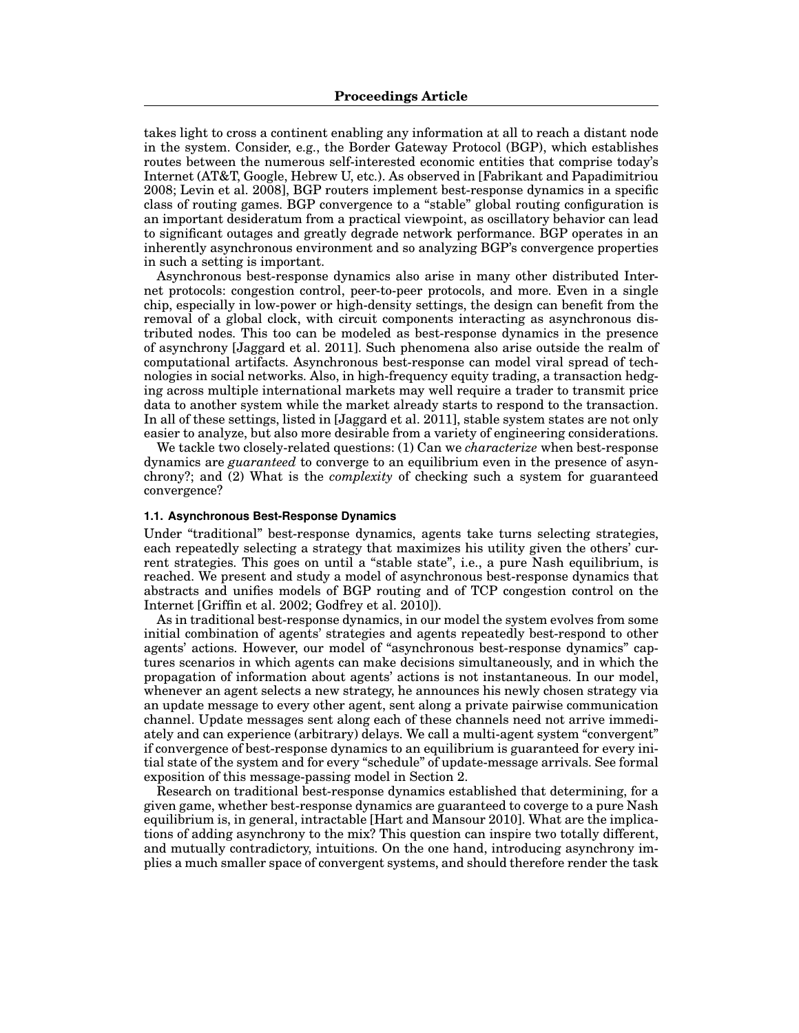takes light to cross a continent enabling any information at all to reach a distant node in the system. Consider, e.g., the Border Gateway Protocol (BGP), which establishes routes between the numerous self-interested economic entities that comprise today's Internet (AT&T, Google, Hebrew U, etc.). As observed in [Fabrikant and Papadimitriou 2008; Levin et al. 2008], BGP routers implement best-response dynamics in a specific class of routing games. BGP convergence to a "stable" global routing configuration is an important desideratum from a practical viewpoint, as oscillatory behavior can lead to significant outages and greatly degrade network performance. BGP operates in an inherently asynchronous environment and so analyzing BGP's convergence properties in such a setting is important.

Asynchronous best-response dynamics also arise in many other distributed Internet protocols: congestion control, peer-to-peer protocols, and more. Even in a single chip, especially in low-power or high-density settings, the design can benefit from the removal of a global clock, with circuit components interacting as asynchronous distributed nodes. This too can be modeled as best-response dynamics in the presence of asynchrony [Jaggard et al. 2011]. Such phenomena also arise outside the realm of computational artifacts. Asynchronous best-response can model viral spread of technologies in social networks. Also, in high-frequency equity trading, a transaction hedging across multiple international markets may well require a trader to transmit price data to another system while the market already starts to respond to the transaction. In all of these settings, listed in [Jaggard et al. 2011], stable system states are not only easier to analyze, but also more desirable from a variety of engineering considerations.

We tackle two closely-related questions: (1) Can we *characterize* when best-response dynamics are *guaranteed* to converge to an equilibrium even in the presence of asynchrony?; and (2) What is the *complexity* of checking such a system for guaranteed convergence?

### 1.1. Asynchronous Best-Response Dynamics

Under "traditional" best-response dynamics, agents take turns selecting strategies, each repeatedly selecting a strategy that maximizes his utility given the others' current strategies. This goes on until a "stable state", i.e., a pure Nash equilibrium, is reached. We present and study a model of asynchronous best-response dynamics that abstracts and unifies models of BGP routing and of TCP congestion control on the Internet [Griffin et al. 2002; Godfrey et al. 2010]).

As in traditional best-response dynamics, in our model the system evolves from some initial combination of agents' strategies and agents repeatedly best-respond to other agents' actions. However, our model of "asynchronous best-response dynamics" captures scenarios in which agents can make decisions simultaneously, and in which the propagation of information about agents' actions is not instantaneous. In our model, whenever an agent selects a new strategy, he announces his newly chosen strategy via an update message to every other agent, sent along a private pairwise communication channel. Update messages sent along each of these channels need not arrive immediately and can experience (arbitrary) delays. We call a multi-agent system "convergent" if convergence of best-response dynamics to an equilibrium is guaranteed for every initial state of the system and for every "schedule" of update-message arrivals. See formal exposition of this message-passing model in Section 2.

Research on traditional best-response dynamics established that determining, for a given game, whether best-response dynamics are guaranteed to coverge to a pure Nash equilibrium is, in general, intractable [Hart and Mansour 2010]. What are the implications of adding asynchrony to the mix? This question can inspire two totally different, and mutually contradictory, intuitions. On the one hand, introducing asynchrony implies a much smaller space of convergent systems, and should therefore render the task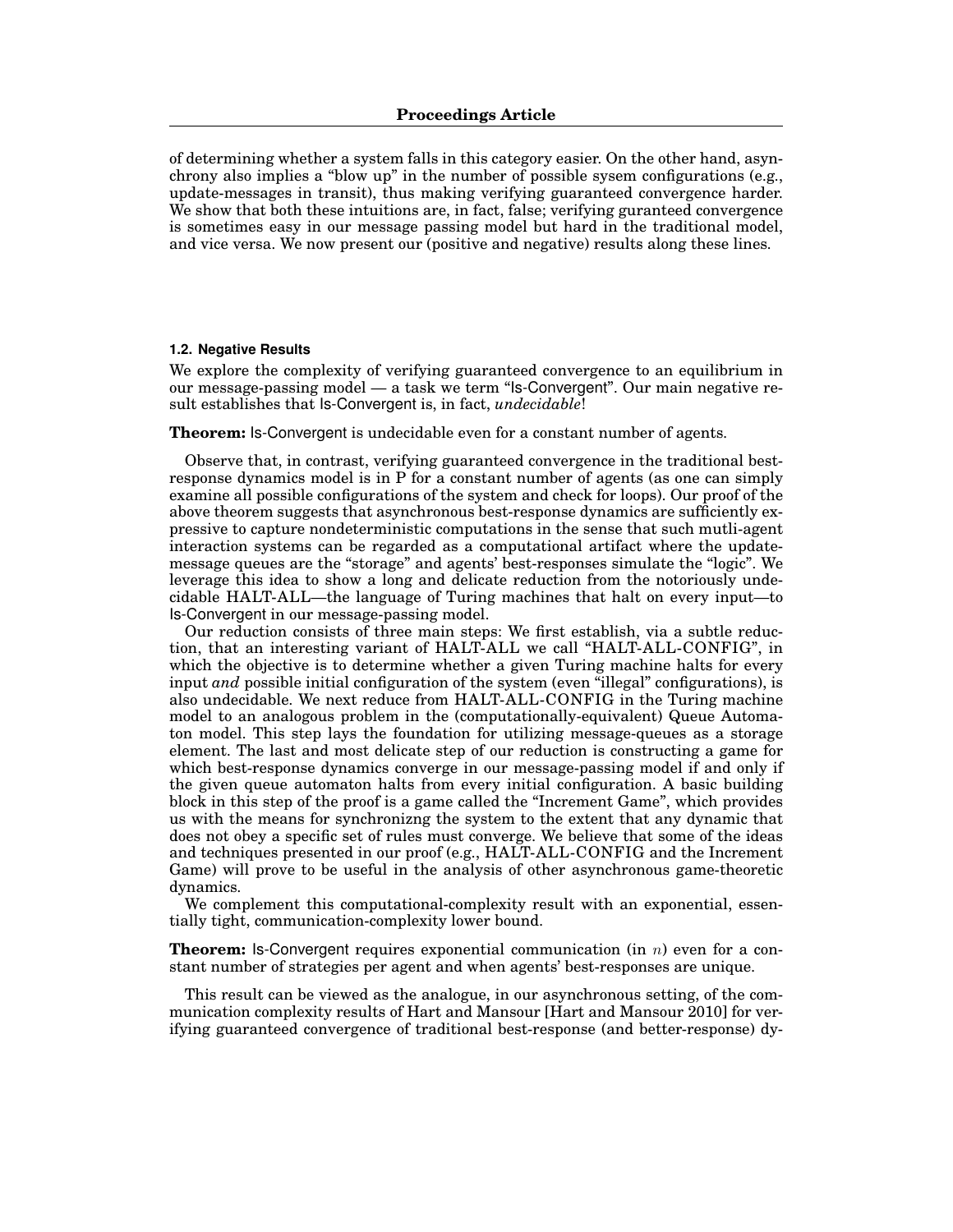of determining whether a system falls in this category easier. On the other hand, asynchrony also implies a "blow up" in the number of possible sysem configurations (e.g., update-messages in transit), thus making verifying guaranteed convergence harder. We show that both these intuitions are, in fact, false; verifying guranteed convergence is sometimes easy in our message passing model but hard in the traditional model, and vice versa. We now present our (positive and negative) results along these lines.

### 1.2. Negative Results

We explore the complexity of verifying guaranteed convergence to an equilibrium in our message-passing model — a task we term "Is-Convergent". Our main negative result establishes that Is-Convergent is, in fact, *undecidable*!

**Theorem:** Is-Convergent is undecidable even for a constant number of agents.

Observe that, in contrast, verifying guaranteed convergence in the traditional best-response dynamics model is in P for a constant number of agents (as one can simply examine all possible configurations of the system and check for loops). Our proof of the above theorem suggests that asynchronous best-response dynamics are sufficiently expressive to capture nondeterministic computations in the sense that such mutli-agent interaction systems can be regarded as a computational artifact where the update-message queues are the "storage" and agents' best-responses simulate the "logic". We leverage this idea to show a long and delicate reduction from the notoriously undecidable HALT-ALL—the language of Turing machines that halt on every input—to Is-Convergent in our message-passing model.

Our reduction consists of three main steps: We first establish, via a subtle reduction, that an interesting variant of HALT-ALL we call "HALT-ALL-CONFIG", in which the objective is to determine whether a given Turing machine halts for every input *and* possible initial configuration of the system (even "illegal" configurations), is also undecidable. We next reduce from HALT-ALL-CONFIG in the Turing machine model to an analogous problem in the (computationally-equivalent) Queue Automaton model. This step lays the foundation for utilizing message-queues as a storage element. The last and most delicate step of our reduction is constructing a game for which best-response dynamics converge in our message-passing model if and only if the given queue automaton halts from every initial configuration. A basic building block in this step of the proof is a game called the "Increment Game", which provides us with the means for synchronizng the system to the extent that any dynamic that does not obey a specific set of rules must converge. We believe that some of the ideas and techniques presented in our proof (e.g., HALT-ALL-CONFIG and the Increment Game) will prove to be useful in the analysis of other asynchronous game-theoretic dynamics.

We complement this computational-complexity result with an exponential, essentially tight, communication-complexity lower bound.

**Theorem:** Is-Convergent requires exponential communication (in $n$) even for a constant number of strategies per agent and when agents' best-responses are unique.

This result can be viewed as the analogue, in our asynchronous setting, of the communication complexity results of Hart and Mansour [Hart and Mansour 2010] for verifying guaranteed convergence of traditional best-response (and better-response) dy-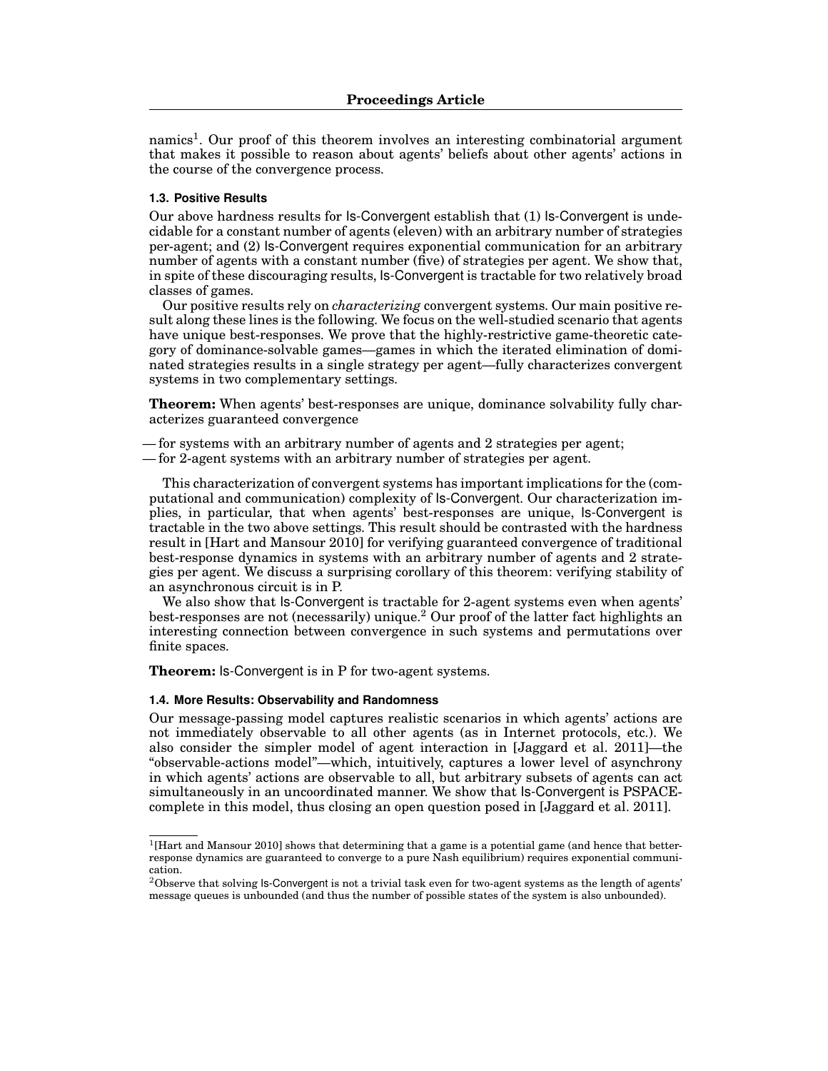namics[1]. Our proof of this theorem involves an interesting combinatorial argument that makes it possible to reason about agents' beliefs about other agents' actions in the course of the convergence process.

### 1.3. Positive Results

Our above hardness results for Is-Convergent establish that (1) Is-Convergent is undecidable for a constant number of agents (eleven) with an arbitrary number of strategies per-agent; and (2) Is-Convergent requires exponential communication for an arbitrary number of agents with a constant number (five) of strategies per agent. We show that, in spite of these discouraging results, Is-Convergent is tractable for two relatively broad classes of games.

Our positive results rely on *characterizing* convergent systems. Our main positive result along these lines is the following. We focus on the well-studied scenario that agents have unique best-responses. We prove that the highly-restrictive game-theoretic category of dominance-solvable games—games in which the iterated elimination of dominated strategies results in a single strategy per agent—fully characterizes convergent systems in two complementary settings.

**Theorem:** When agents' best-responses are unique, dominance solvability fully characterizes guaranteed convergence

— for systems with an arbitrary number of agents and 2 strategies per agent;
— for 2-agent systems with an arbitrary number of strategies per agent.

This characterization of convergent systems has important implications for the (computational and communication) complexity of Is-Convergent. Our characterization implies, in particular, that when agents' best-responses are unique, Is-Convergent is tractable in the two above settings. This result should be contrasted with the hardness result in [Hart and Mansour 2010] for verifying guaranteed convergence of traditional best-response dynamics in systems with an arbitrary number of agents and 2 strategies per agent. We discuss a surprising corollary of this theorem: verifying stability of an asynchronous circuit is in P.

We also show that Is-Convergent is tractable for 2-agent systems even when agents' best-responses are not (necessarily) unique.[2] Our proof of the latter fact highlights an interesting connection between convergence in such systems and permutations over finite spaces.

**Theorem:** Is-Convergent is in P for two-agent systems.

### 1.4. More Results: Observability and Randomness

Our message-passing model captures realistic scenarios in which agents' actions are not immediately observable to all other agents (as in Internet protocols, etc.). We also consider the simpler model of agent interaction in [Jaggard et al. 2011]—the "observable-actions model"—which, intuitively, captures a lower level of asynchrony in which agents' actions are observable to all, but arbitrary subsets of agents can act simultaneously in an uncoordinated manner. We show that Is-Convergent is PSPACE-complete in this model, thus closing an open question posed in [Jaggard et al. 2011].

---

[1][Hart and Mansour 2010] shows that determining that a game is a potential game (and hence that better-response dynamics are guaranteed to converge to a pure Nash equilibrium) requires exponential communication.

[2]Observe that solving Is-Convergent is not a trivial task even for two-agent systems as the length of agents' message queues is unbounded (and thus the number of possible states of the system is also unbounded).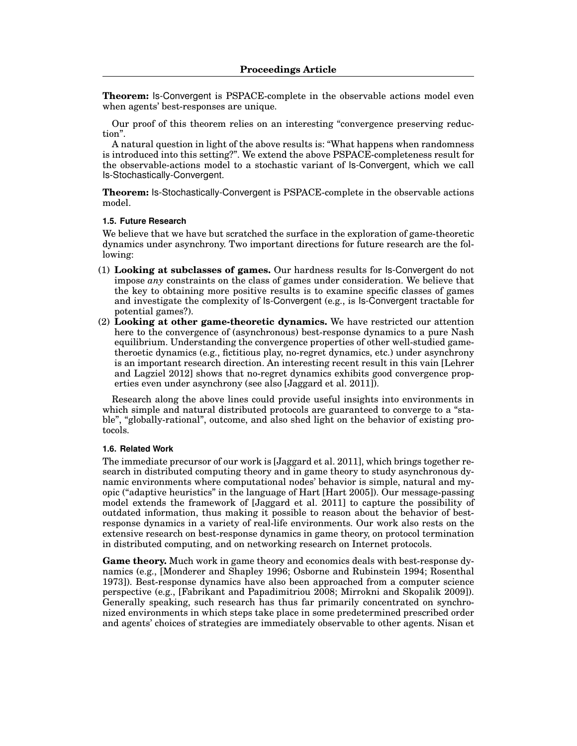**Theorem:** Is-Convergent is PSPACE-complete in the observable actions model even when agents' best-responses are unique.

Our proof of this theorem relies on an interesting "convergence preserving reduction".

A natural question in light of the above results is: "What happens when randomness is introduced into this setting?". We extend the above PSPACE-completeness result for the observable-actions model to a stochastic variant of Is-Convergent, which we call Is-Stochastically-Convergent.

**Theorem:** Is-Stochastically-Convergent is PSPACE-complete in the observable actions model.

### 1.5. Future Research

We believe that we have but scratched the surface in the exploration of game-theoretic dynamics under asynchrony. Two important directions for future research are the following:

(1) **Looking at subclasses of games.** Our hardness results for Is-Convergent do not impose *any* constraints on the class of games under consideration. We believe that the key to obtaining more positive results is to examine specific classes of games and investigate the complexity of Is-Convergent (e.g., is Is-Convergent tractable for potential games?).
(2) **Looking at other game-theoretic dynamics.** We have restricted our attention here to the convergence of (asynchronous) best-response dynamics to a pure Nash equilibrium. Understanding the convergence properties of other well-studied gametheroetic dynamics (e.g., fictitious play, no-regret dynamics, etc.) under asynchrony is an important research direction. An interesting recent result in this vain [Lehrer and Lagziel 2012] shows that no-regret dynamics exhibits good convergence properties even under asynchrony (see also [Jaggard et al. 2011]).

Research along the above lines could provide useful insights into environments in which simple and natural distributed protocols are guaranteed to converge to a "stable", "globally-rational", outcome, and also shed light on the behavior of existing protocols.

### 1.6. Related Work

The immediate precursor of our work is [Jaggard et al. 2011], which brings together research in distributed computing theory and in game theory to study asynchronous dynamic environments where computational nodes' behavior is simple, natural and myopic ("adaptive heuristics" in the language of Hart [Hart 2005]). Our message-passing model extends the framework of [Jaggard et al. 2011] to capture the possibility of outdated information, thus making it possible to reason about the behavior of best-response dynamics in a variety of real-life environments. Our work also rests on the extensive research on best-response dynamics in game theory, on protocol termination in distributed computing, and on networking research on Internet protocols.

**Game theory.** Much work in game theory and economics deals with best-response dynamics (e.g., [Monderer and Shapley 1996; Osborne and Rubinstein 1994; Rosenthal 1973]). Best-response dynamics have also been approached from a computer science perspective (e.g., [Fabrikant and Papadimitriou 2008; Mirrokni and Skopalik 2009]). Generally speaking, such research has thus far primarily concentrated on synchronized environments in which steps take place in some predetermined prescribed order and agents' choices of strategies are immediately observable to other agents. Nisan et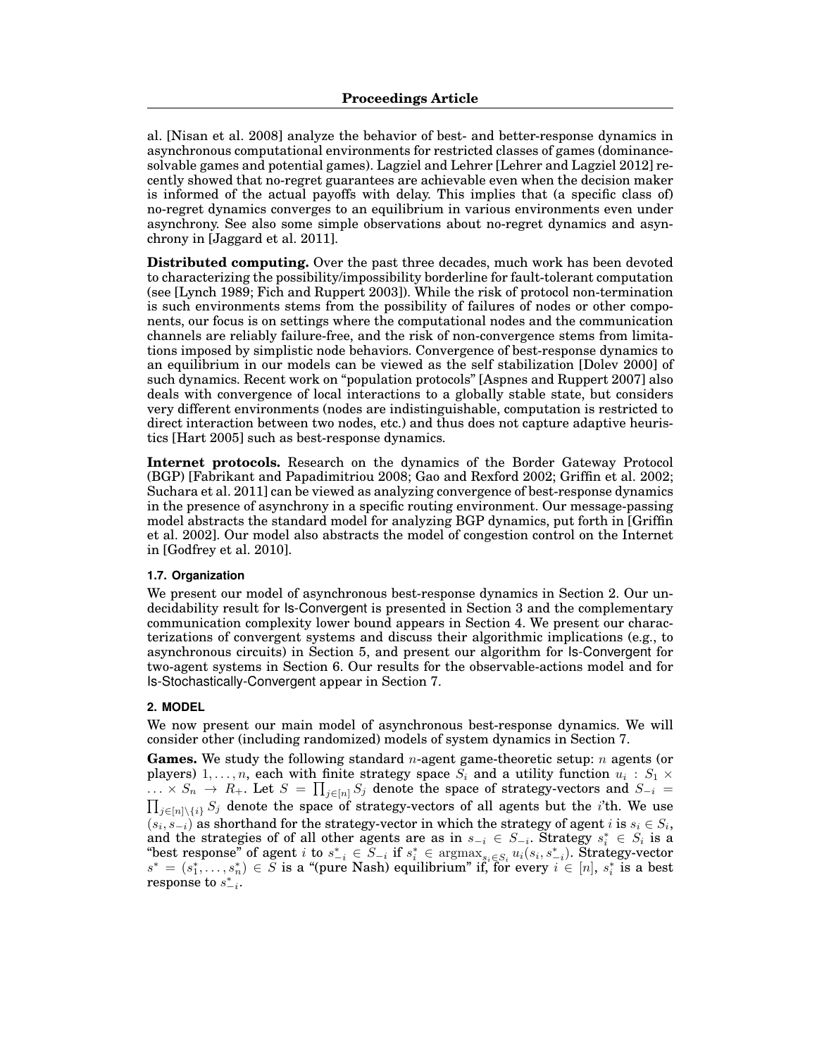al. [Nisan et al. 2008] analyze the behavior of best- and better-response dynamics in asynchronous computational environments for restricted classes of games (dominance-solvable games and potential games). Lagziel and Lehrer [Lehrer and Lagziel 2012] recently showed that no-regret guarantees are achievable even when the decision maker is informed of the actual payoffs with delay. This implies that (a specific class of) no-regret dynamics converges to an equilibrium in various environments even under asynchrony. See also some simple observations about no-regret dynamics and asynchrony in [Jaggard et al. 2011].

**Distributed computing.** Over the past three decades, much work has been devoted to characterizing the possibility/impossibility borderline for fault-tolerant computation (see [Lynch 1989; Fich and Ruppert 2003]). While the risk of protocol non-termination is such environments stems from the possibility of failures of nodes or other components, our focus is on settings where the computational nodes and the communication channels are reliably failure-free, and the risk of non-convergence stems from limitations imposed by simplistic node behaviors. Convergence of best-response dynamics to an equilibrium in our models can be viewed as the self stabilization [Dolev 2000] of such dynamics. Recent work on "population protocols" [Aspnes and Ruppert 2007] also deals with convergence of local interactions to a globally stable state, but considers very different environments (nodes are indistinguishable, computation is restricted to direct interaction between two nodes, etc.) and thus does not capture adaptive heuristics [Hart 2005] such as best-response dynamics.

**Internet protocols.** Research on the dynamics of the Border Gateway Protocol (BGP) [Fabrikant and Papadimitriou 2008; Gao and Rexford 2002; Griffin et al. 2002; Suchara et al. 2011] can be viewed as analyzing convergence of best-response dynamics in the presence of asynchrony in a specific routing environment. Our message-passing model abstracts the standard model for analyzing BGP dynamics, put forth in [Griffin et al. 2002]. Our model also abstracts the model of congestion control on the Internet in [Godfrey et al. 2010].

### 1.7. Organization

We present our model of asynchronous best-response dynamics in Section 2. Our undecidability result for Is-Convergent is presented in Section 3 and the complementary communication complexity lower bound appears in Section 4. We present our characterizations of convergent systems and discuss their algorithmic implications (e.g., to asynchronous circuits) in Section 5, and present our algorithm for Is-Convergent for two-agent systems in Section 6. Our results for the observable-actions model and for Is-Stochastically-Convergent appear in Section 7.

## 2. MODEL

We now present our main model of asynchronous best-response dynamics. We will consider other (including randomized) models of system dynamics in Section 7.

**Games.** We study the following standard $n$-agent game-theoretic setup: $n$ agents (or players) $1, \ldots, n$, each with finite strategy space $S_i$ and a utility function $u_i : S_1 \times \ldots \times S_n \rightarrow R_+$. Let $S = \prod_{j \in [n]} S_j$ denote the space of strategy-vectors and $S_{-i} = \prod_{j \in [n] \setminus \{i\}} S_j$ denote the space of strategy-vectors of all agents but the $i$'th. We use $(s_i, s_{-i})$ as shorthand for the strategy-vector in which the strategy of agent $i$ is $s_i \in S_i$, and the strategies of of all other agents are as in $s_{-i} \in S_{-i}$. Strategy $s_i^* \in S_i$ is a "best response" of agent $i$ to $s_{-i}^* \in S_{-i}$ if $s_i^* \in \operatorname{argmax}_{s_i \in S_i} u_i(s_i, s_{-i}^*)$. Strategy-vector $s^* = (s_1^*, \ldots, s_n^*) \in S$ is a "(pure Nash) equilibrium" if, for every $i \in [n]$, $s_i^*$ is a best response to $s_{-i}^*$.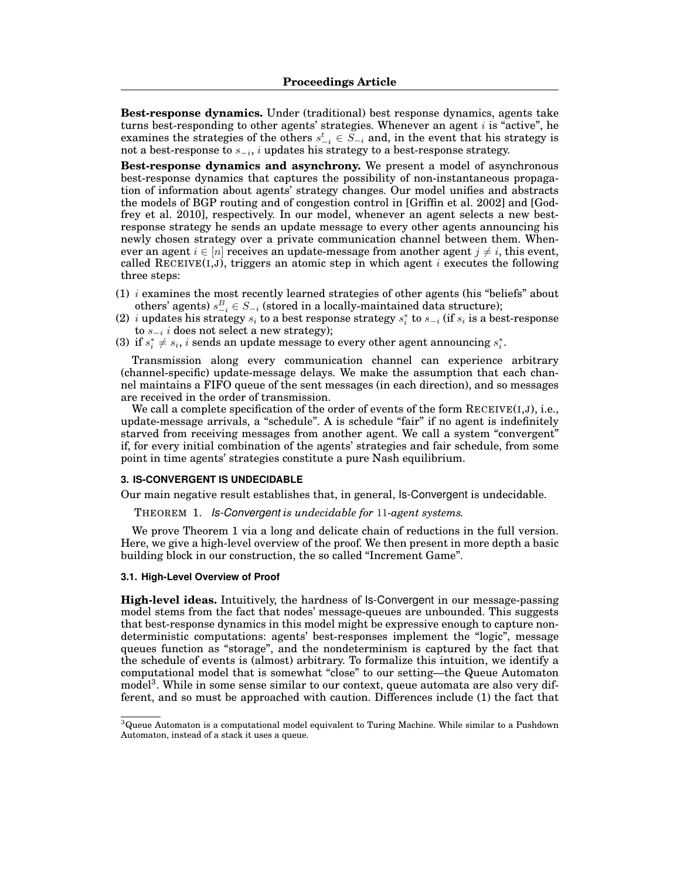**Best-response dynamics.** Under (traditional) best response dynamics, agents take turns best-responding to other agents' strategies. Whenever an agent $i$ is "active", he examines the strategies of the others $s^t_{-i} \in S_{-i}$ and, in the event that his strategy is not a best-response to $s_{-i}$, $i$ updates his strategy to a best-response strategy.

**Best-response dynamics and asynchrony.** We present a model of asynchronous best-response dynamics that captures the possibility of non-instantaneous propagation of information about agents' strategy changes. Our model unifies and abstracts the models of BGP routing and of congestion control in [Griffin et al. 2002] and [Godfrey et al. 2010], respectively. In our model, whenever an agent selects a new best-response strategy he sends an update message to every other agents announcing his newly chosen strategy over a private communication channel between them. Whenever an agent $i \in [n]$ receives an update-message from another agent $j \neq i$, this event, called RECEIVE(I,J), triggers an atomic step in which agent $i$ executes the following three steps:

(1) $i$ examines the most recently learned strategies of other agents (his "beliefs" about others' agents) $s^B_{-i} \in S_{-i}$ (stored in a locally-maintained data structure);
(2) $i$ updates his strategy $s_i$ to a best response strategy $s^*_i$ to $s_{-i}$ (if $s_i$ is a best-response to $s_{-i}$ $i$ does not select a new strategy);
(3) if $s^*_i \neq s_i$, $i$ sends an update message to every other agent announcing $s^*_i$.

Transmission along every communication channel can experience arbitrary (channel-specific) update-message delays. We make the assumption that each channel maintains a FIFO queue of the sent messages (in each direction), and so messages are received in the order of transmission.

We call a complete specification of the order of events of the form RECEIVE(I,J), i.e., update-message arrivals, a "schedule". A is schedule "fair" if no agent is indefinitely starved from receiving messages from another agent. We call a system "convergent" if, for every initial combination of the agents' strategies and fair schedule, from some point in time agents' strategies constitute a pure Nash equilibrium.

## 3. IS-CONVERGENT IS UNDECIDABLE

Our main negative result establishes that, in general, Is-Convergent is undecidable.

THEOREM 1. *Is-Convergent is undecidable for 11-agent systems.*

We prove Theorem 1 via a long and delicate chain of reductions in the full version. Here, we give a high-level overview of the proof. We then present in more depth a basic building block in our construction, the so called "Increment Game".

### 3.1. High-Level Overview of Proof

**High-level ideas.** Intuitively, the hardness of Is-Convergent in our message-passing model stems from the fact that nodes' message-queues are unbounded. This suggests that best-response dynamics in this model might be expressive enough to capture nondeterministic computations: agents' best-responses implement the "logic", message queues function as "storage", and the nondeterminism is captured by the fact that the schedule of events is (almost) arbitrary. To formalize this intuition, we identify a computational model that is somewhat "close" to our setting—the Queue Automaton model[3]. While in some sense similar to our context, queue automata are also very different, and so must be approached with caution. Differences include (1) the fact that

[3] Queue Automaton is a computational model equivalent to Turing Machine. While similar to a Pushdown Automaton, instead of a stack it uses a queue.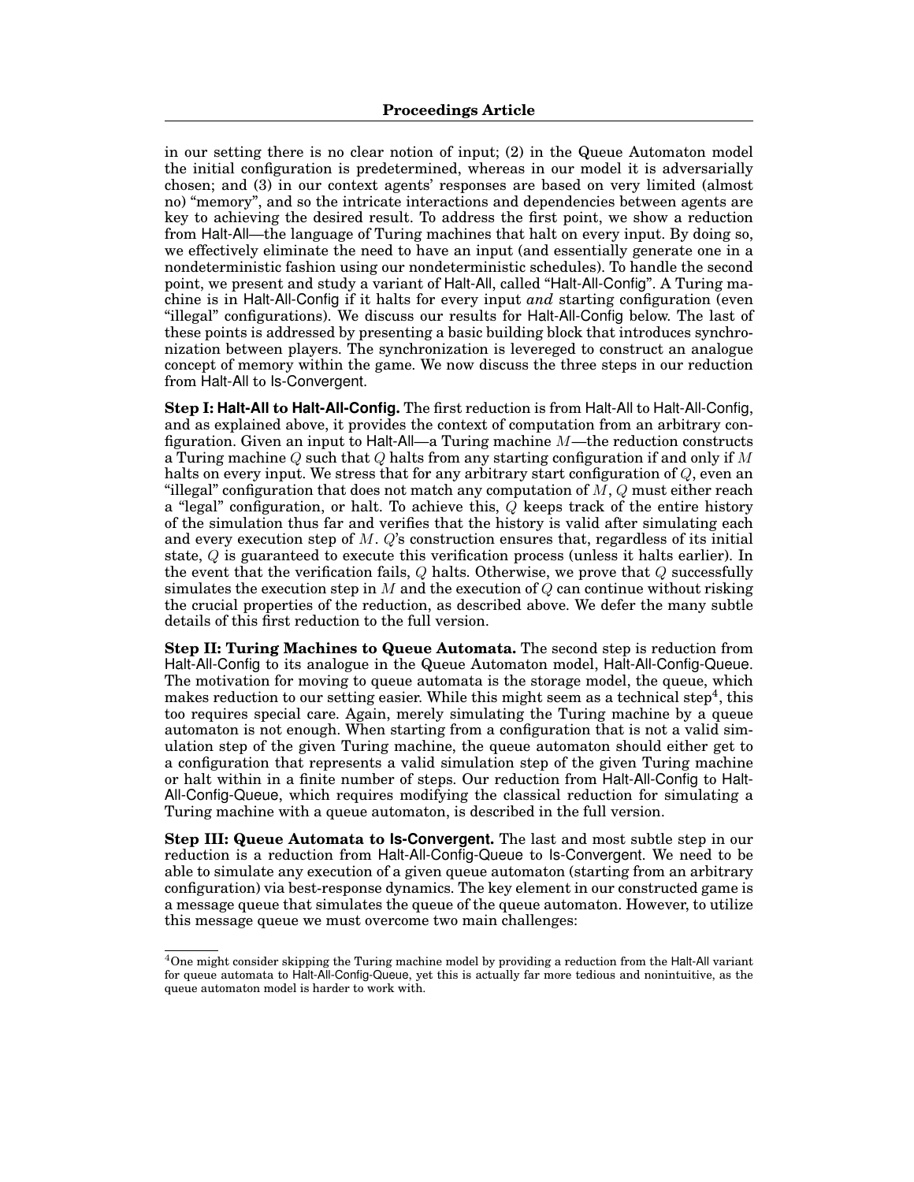in our setting there is no clear notion of input; (2) in the Queue Automaton model the initial configuration is predetermined, whereas in our model it is adversarially chosen; and (3) in our context agents' responses are based on very limited (almost no) "memory", and so the intricate interactions and dependencies between agents are key to achieving the desired result. To address the first point, we show a reduction from Halt-All—the language of Turing machines that halt on every input. By doing so, we effectively eliminate the need to have an input (and essentially generate one in a nondeterministic fashion using our nondeterministic schedules). To handle the second point, we present and study a variant of Halt-All, called "Halt-All-Config". A Turing machine is in Halt-All-Config if it halts for every input *and* starting configuration (even "illegal" configurations). We discuss our results for Halt-All-Config below. The last of these points is addressed by presenting a basic building block that introduces synchronization between players. The synchronization is levereged to construct an analogue concept of memory within the game. We now discuss the three steps in our reduction from Halt-All to Is-Convergent.

**Step I: Halt-All to Halt-All-Config.** The first reduction is from Halt-All to Halt-All-Config, and as explained above, it provides the context of computation from an arbitrary configuration. Given an input to Halt-All—a Turing machine $M$—the reduction constructs a Turing machine $Q$ such that $Q$ halts from any starting configuration if and only if $M$ halts on every input. We stress that for any arbitrary start configuration of $Q$, even an "illegal" configuration that does not match any computation of $M$, $Q$ must either reach a "legal" configuration, or halt. To achieve this, $Q$ keeps track of the entire history of the simulation thus far and verifies that the history is valid after simulating each and every execution step of $M$. $Q$'s construction ensures that, regardless of its initial state, $Q$ is guaranteed to execute this verification process (unless it halts earlier). In the event that the verification fails, $Q$ halts. Otherwise, we prove that $Q$ successfully simulates the execution step in $M$ and the execution of $Q$ can continue without risking the crucial properties of the reduction, as described above. We defer the many subtle details of this first reduction to the full version.

**Step II: Turing Machines to Queue Automata.** The second step is reduction from Halt-All-Config to its analogue in the Queue Automaton model, Halt-All-Config-Queue. The motivation for moving to queue automata is the storage model, the queue, which makes reduction to our setting easier. While this might seem as a technical step[4], this too requires special care. Again, merely simulating the Turing machine by a queue automaton is not enough. When starting from a configuration that is not a valid simulation step of the given Turing machine, the queue automaton should either get to a configuration that represents a valid simulation step of the given Turing machine or halt within in a finite number of steps. Our reduction from Halt-All-Config to Halt-All-Config-Queue, which requires modifying the classical reduction for simulating a Turing machine with a queue automaton, is described in the full version.

**Step III: Queue Automata to Is-Convergent.** The last and most subtle step in our reduction is a reduction from Halt-All-Config-Queue to Is-Convergent. We need to be able to simulate any execution of a given queue automaton (starting from an arbitrary configuration) via best-response dynamics. The key element in our constructed game is a message queue that simulates the queue of the queue automaton. However, to utilize this message queue we must overcome two main challenges:

[4]One might consider skipping the Turing machine model by providing a reduction from the Halt-All variant for queue automata to Halt-All-Config-Queue, yet this is actually far more tedious and nonintuitive, as the queue automaton model is harder to work with.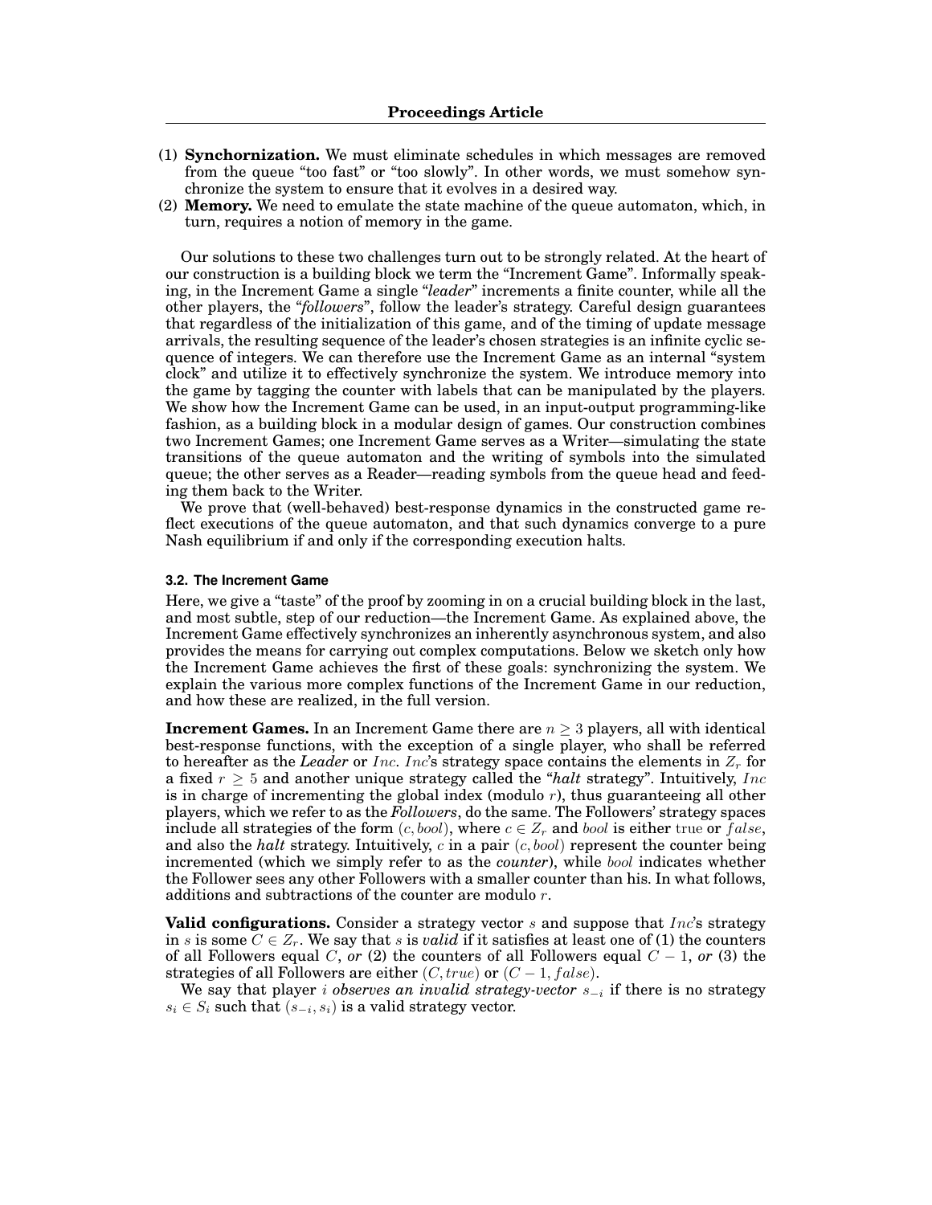(1) **Synchornization.** We must eliminate schedules in which messages are removed from the queue "too fast" or "too slowly". In other words, we must somehow synchronize the system to ensure that it evolves in a desired way.
(2) **Memory.** We need to emulate the state machine of the queue automaton, which, in turn, requires a notion of memory in the game.

Our solutions to these two challenges turn out to be strongly related. At the heart of our construction is a building block we term the "Increment Game". Informally speaking, in the Increment Game a single "*leader*" increments a finite counter, while all the other players, the "*followers*", follow the leader's strategy. Careful design guarantees that regardless of the initialization of this game, and of the timing of update message arrivals, the resulting sequence of the leader's chosen strategies is an infinite cyclic sequence of integers. We can therefore use the Increment Game as an internal "system clock" and utilize it to effectively synchronize the system. We introduce memory into the game by tagging the counter with labels that can be manipulated by the players. We show how the Increment Game can be used, in an input-output programming-like fashion, as a building block in a modular design of games. Our construction combines two Increment Games; one Increment Game serves as a Writer—simulating the state transitions of the queue automaton and the writing of symbols into the simulated queue; the other serves as a Reader—reading symbols from the queue head and feeding them back to the Writer.

We prove that (well-behaved) best-response dynamics in the constructed game reflect executions of the queue automaton, and that such dynamics converge to a pure Nash equilibrium if and only if the corresponding execution halts.

### 3.2. The Increment Game

Here, we give a "taste" of the proof by zooming in on a crucial building block in the last, and most subtle, step of our reduction—the Increment Game. As explained above, the Increment Game effectively synchronizes an inherently asynchronous system, and also provides the means for carrying out complex computations. Below we sketch only how the Increment Game achieves the first of these goals: synchronizing the system. We explain the various more complex functions of the Increment Game in our reduction, and how these are realized, in the full version.

**Increment Games.** In an Increment Game there are $n \geq 3$ players, all with identical best-response functions, with the exception of a single player, who shall be referred to hereafter as the *Leader* or $Inc$. $Inc$'s strategy space contains the elements in $Z_r$ for a fixed $r \geq 5$ and another unique strategy called the "*halt* strategy". Intuitively, $Inc$ is in charge of incrementing the global index (modulo $r$), thus guaranteeing all other players, which we refer to as the *Followers*, do the same. The Followers' strategy spaces include all strategies of the form $(c, bool)$, where $c \in Z_r$ and $bool$ is either $\mathrm{true}$ or $false$, and also the *halt* strategy. Intuitively, $c$ in a pair $(c, bool)$ represent the counter being incremented (which we simply refer to as the *counter*), while $bool$ indicates whether the Follower sees any other Followers with a smaller counter than his. In what follows, additions and subtractions of the counter are modulo $r$.

**Valid configurations.** Consider a strategy vector $s$ and suppose that $Inc$'s strategy in $s$ is some $C \in Z_r$. We say that $s$ is *valid* if it satisfies at least one of (1) the counters of all Followers equal $C$, *or* (2) the counters of all Followers equal $C - 1$, *or* (3) the strategies of all Followers are either $(C, true)$ or $(C - 1, false)$.

We say that player $i$ *observes an invalid strategy-vector* $s_{-i}$ if there is no strategy $s_i \in S_i$ such that $(s_{-i}, s_i)$ is a valid strategy vector.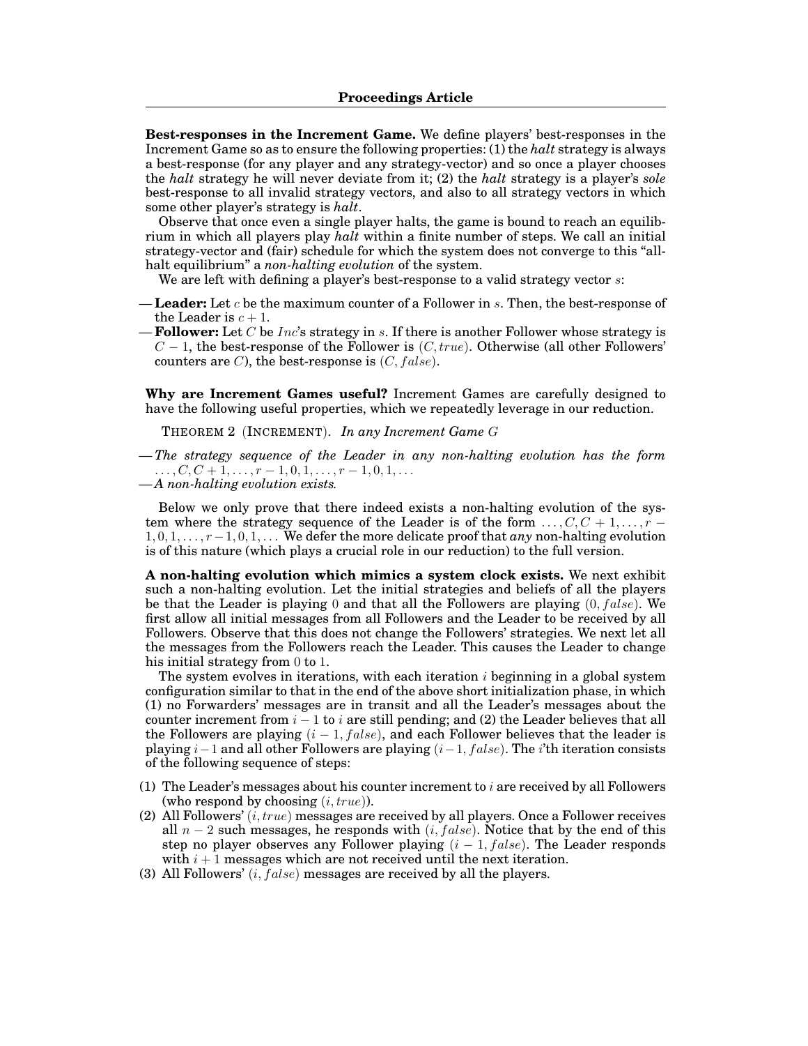**Best-responses in the Increment Game.** We define players' best-responses in the Increment Game so as to ensure the following properties: (1) the *halt* strategy is always a best-response (for any player and any strategy-vector) and so once a player chooses the *halt* strategy he will never deviate from it; (2) the *halt* strategy is a player's *sole* best-response to all invalid strategy vectors, and also to all strategy vectors in which some other player's strategy is *halt*.

Observe that once even a single player halts, the game is bound to reach an equilibrium in which all players play *halt* within a finite number of steps. We call an initial strategy-vector and (fair) schedule for which the system does not converge to this "all-halt equilibrium" a *non-halting evolution* of the system.

We are left with defining a player's best-response to a valid strategy vector $s$:

- **Leader:** Let $c$ be the maximum counter of a Follower in $s$. Then, the best-response of the Leader is $c + 1$.
- **Follower:** Let $C$ be $Inc$'s strategy in $s$. If there is another Follower whose strategy is $C - 1$, the best-response of the Follower is $(C, true)$. Otherwise (all other Followers' counters are $C$), the best-response is $(C, false)$.

**Why are Increment Games useful?** Increment Games are carefully designed to have the following useful properties, which we repeatedly leverage in our reduction.

THEOREM 2 (INCREMENT). *In any Increment Game $G$*

- *The strategy sequence of the Leader in any non-halting evolution has the form $\ldots, C, C+1, \ldots, r-1, 0, 1, \ldots, r-1, 0, 1, \ldots$*
- *A non-halting evolution exists.*

Below we only prove that there indeed exists a non-halting evolution of the system where the strategy sequence of the Leader is of the form $\ldots, C, C+1, \ldots, r-1, 0, 1, \ldots, r-1, 0, 1, \ldots$ We defer the more delicate proof that *any* non-halting evolution is of this nature (which plays a crucial role in our reduction) to the full version.

**A non-halting evolution which mimics a system clock exists.** We next exhibit such a non-halting evolution. Let the initial strategies and beliefs of all the players be that the Leader is playing $0$ and that all the Followers are playing $(0, false)$. We first allow all initial messages from all Followers and the Leader to be received by all Followers. Observe that this does not change the Followers' strategies. We next let all the messages from the Followers reach the Leader. This causes the Leader to change his initial strategy from $0$ to $1$.

The system evolves in iterations, with each iteration $i$ beginning in a global system configuration similar to that in the end of the above short initialization phase, in which (1) no Forwarders' messages are in transit and all the Leader's messages about the counter increment from $i-1$ to $i$ are still pending; and (2) the Leader believes that all the Followers are playing $(i-1, false)$, and each Follower believes that the leader is playing $i-1$ and all other Followers are playing $(i-1, false)$. The $i$'th iteration consists of the following sequence of steps:

1. The Leader's messages about his counter increment to $i$ are received by all Followers (who respond by choosing $(i, true)$).
2. All Followers' $(i, true)$ messages are received by all players. Once a Follower receives all $n-2$ such messages, he responds with $(i, false)$. Notice that by the end of this step no player observes any Follower playing $(i-1, false)$. The Leader responds with $i+1$ messages which are not received until the next iteration.
3. All Followers' $(i, false)$ messages are received by all the players.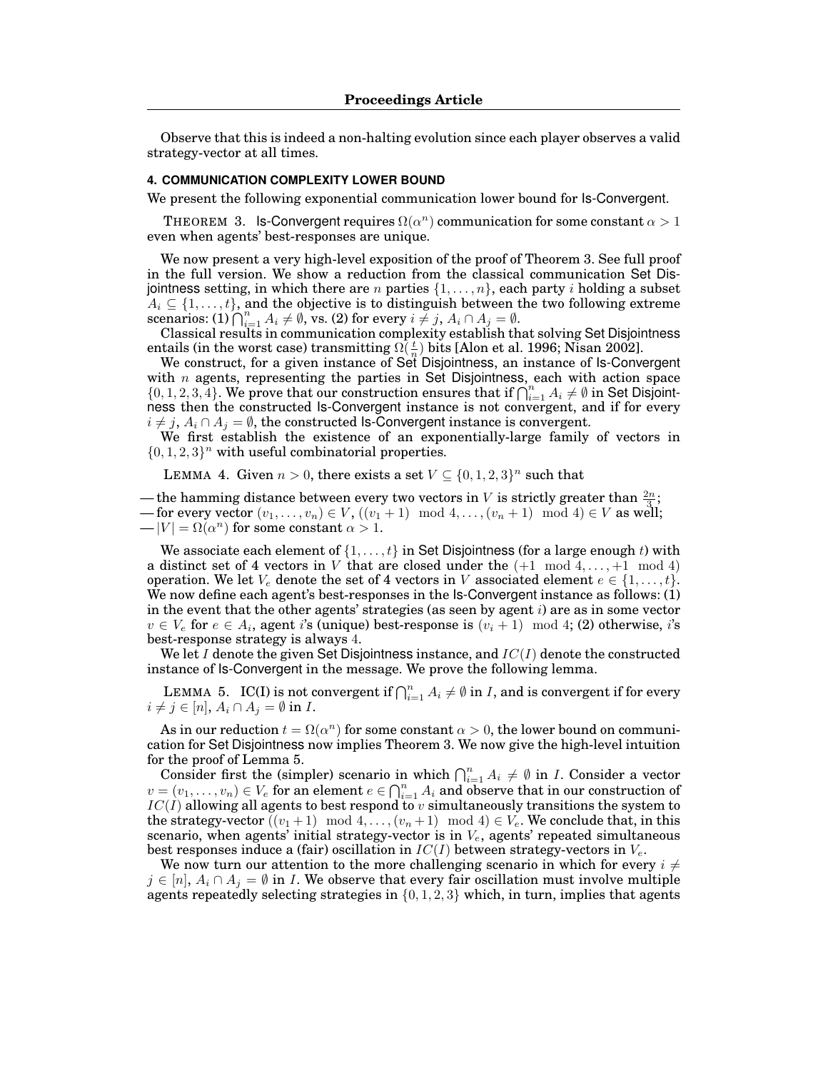Observe that this is indeed a non-halting evolution since each player observes a valid strategy-vector at all times.

### 4. COMMUNICATION COMPLEXITY LOWER BOUND

We present the following exponential communication lower bound for Is-Convergent.

THEOREM 3. Is-Convergent requires $\Omega(\alpha^n)$ communication for some constant $\alpha > 1$ even when agents' best-responses are unique.

We now present a very high-level exposition of the proof of Theorem 3. See full proof in the full version. We show a reduction from the classical communication Set Disjointness setting, in which there are $n$ parties $\{1, \ldots, n\}$, each party $i$ holding a subset $A_i \subseteq \{1, \ldots, t\}$, and the objective is to distinguish between the two following extreme scenarios: (1) $\bigcap_{i=1}^{n} A_i \neq \emptyset$, vs. (2) for every $i \neq j$, $A_i \cap A_j = \emptyset$.

Classical results in communication complexity establish that solving Set Disjointness entails (in the worst case) transmitting $\Omega(\frac{t}{n})$ bits [Alon et al. 1996; Nisan 2002].

We construct, for a given instance of Set Disjointness, an instance of Is-Convergent with $n$ agents, representing the parties in Set Disjointness, each with action space $\{0, 1, 2, 3, 4\}$. We prove that our construction ensures that if $\bigcap_{i=1}^{n} A_i \neq \emptyset$ in Set Disjointness then the constructed Is-Convergent instance is not convergent, and if for every $i \neq j$, $A_i \cap A_j = \emptyset$, the constructed Is-Convergent instance is convergent.

We first establish the existence of an exponentially-large family of vectors in $\{0, 1, 2, 3\}^n$ with useful combinatorial properties.

LEMMA 4. Given $n > 0$, there exists a set $V \subseteq \{0, 1, 2, 3\}^n$ such that

- the hamming distance between every two vectors in $V$ is strictly greater than $\frac{2n}{3}$;
- for every vector $(v_1, \ldots, v_n) \in V$, $((v_1 + 1) \mod 4, \ldots, (v_n + 1) \mod 4) \in V$ as well;
- $|V| = \Omega(\alpha^n)$ for some constant $\alpha > 1$.

We associate each element of $\{1, \ldots, t\}$ in Set Disjointness (for a large enough $t$) with a distinct set of 4 vectors in $V$ that are closed under the $(+1 \mod 4, \ldots, +1 \mod 4)$ operation. We let $V_e$ denote the set of 4 vectors in $V$ associated element $e \in \{1, \ldots, t\}$. We now define each agent's best-responses in the Is-Convergent instance as follows: (1) in the event that the other agents' strategies (as seen by agent $i$) are as in some vector $v \in V_e$ for $e \in A_i$, agent $i$'s (unique) best-response is $(v_i + 1) \mod 4$; (2) otherwise, $i$'s best-response strategy is always 4.

We let $I$ denote the given Set Disjointness instance, and $IC(I)$ denote the constructed instance of Is-Convergent in the message. We prove the following lemma.

LEMMA 5. IC(I) is not convergent if $\bigcap_{i=1}^{n} A_i \neq \emptyset$ in $I$, and is convergent if for every $i \neq j \in [n]$, $A_i \cap A_j = \emptyset$ in $I$.

As in our reduction $t = \Omega(\alpha^n)$ for some constant $\alpha > 0$, the lower bound on communication for Set Disjointness now implies Theorem 3. We now give the high-level intuition for the proof of Lemma 5.

Consider first the (simpler) scenario in which $\bigcap_{i=1}^{n} A_i \neq \emptyset$ in $I$. Consider a vector $v = (v_1, \ldots, v_n) \in V_e$ for an element $e \in \bigcap_{i=1}^{n} A_i$ and observe that in our construction of $IC(I)$ allowing all agents to best respond to $v$ simultaneously transitions the system to the strategy-vector $((v_1 + 1) \mod 4, \ldots, (v_n + 1) \mod 4) \in V_e$. We conclude that, in this scenario, when agents' initial strategy-vector is in $V_e$, agents' repeated simultaneous best responses induce a (fair) oscillation in $IC(I)$ between strategy-vectors in $V_e$.

We now turn our attention to the more challenging scenario in which for every $i \neq j \in [n]$, $A_i \cap A_j = \emptyset$ in $I$. We observe that every fair oscillation must involve multiple agents repeatedly selecting strategies in $\{0, 1, 2, 3\}$ which, in turn, implies that agents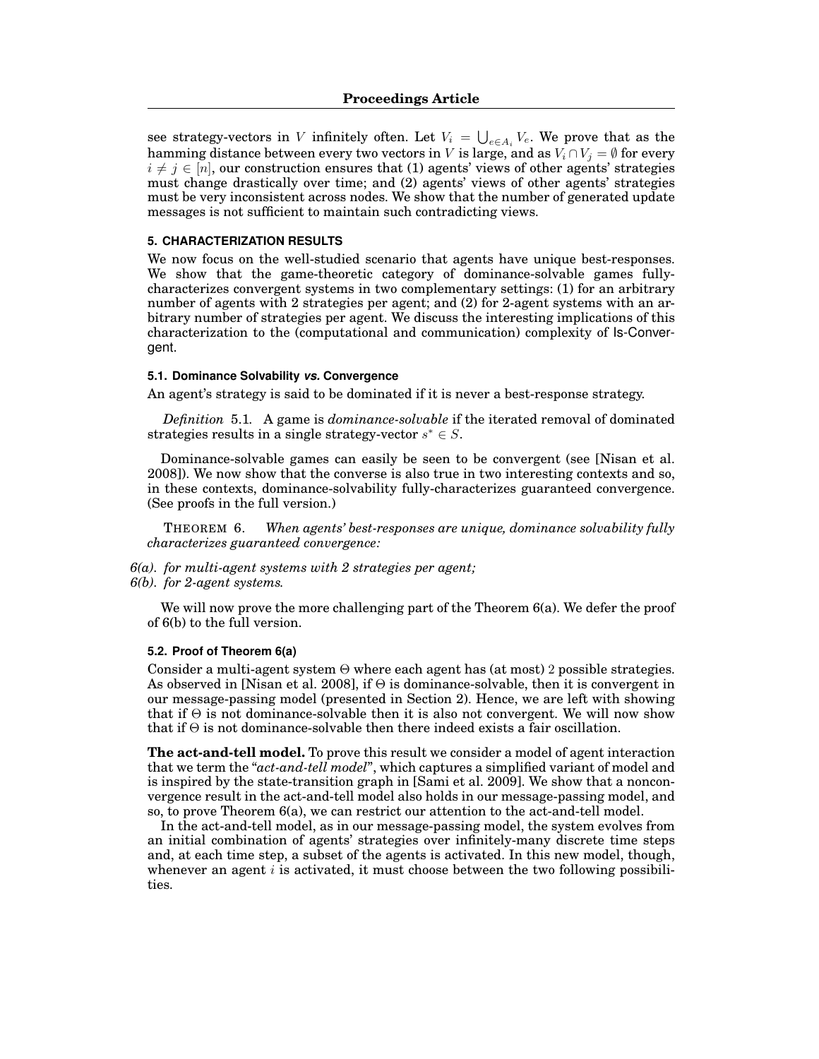see strategy-vectors in $V$ infinitely often. Let $V_i = \bigcup_{e \in A_i} V_e$. We prove that as the hamming distance between every two vectors in $V$ is large, and as $V_i \cap V_j = \emptyset$ for every $i \neq j \in [n]$, our construction ensures that (1) agents' views of other agents' strategies must change drastically over time; and (2) agents' views of other agents' strategies must be very inconsistent across nodes. We show that the number of generated update messages is not sufficient to maintain such contradicting views.

## 5. CHARACTERIZATION RESULTS

We now focus on the well-studied scenario that agents have unique best-responses. We show that the game-theoretic category of dominance-solvable games fully-characterizes convergent systems in two complementary settings: (1) for an arbitrary number of agents with 2 strategies per agent; and (2) for 2-agent systems with an arbitrary number of strategies per agent. We discuss the interesting implications of this characterization to the (computational and communication) complexity of Is-Convergent.

### 5.1. Dominance Solvability *vs.* Convergence

An agent's strategy is said to be dominated if it is never a best-response strategy.

*Definition* 5.1. A game is *dominance-solvable* if the iterated removal of dominated strategies results in a single strategy-vector $s^* \in S$.

Dominance-solvable games can easily be seen to be convergent (see [Nisan et al. 2008]). We now show that the converse is also true in two interesting contexts and so, in these contexts, dominance-solvability fully-characterizes guaranteed convergence. (See proofs in the full version.)

THEOREM 6. *When agents' best-responses are unique, dominance solvability fully characterizes guaranteed convergence:*

*6(a). for multi-agent systems with 2 strategies per agent;*
*6(b). for 2-agent systems.*

We will now prove the more challenging part of the Theorem 6(a). We defer the proof of 6(b) to the full version.

### 5.2. Proof of Theorem 6(a)

Consider a multi-agent system $\Theta$ where each agent has (at most) 2 possible strategies. As observed in [Nisan et al. 2008], if $\Theta$ is dominance-solvable, then it is convergent in our message-passing model (presented in Section 2). Hence, we are left with showing that if $\Theta$ is not dominance-solvable then it is also not convergent. We will now show that if $\Theta$ is not dominance-solvable then there indeed exists a fair oscillation.

**The act-and-tell model.** To prove this result we consider a model of agent interaction that we term the "*act-and-tell model*", which captures a simplified variant of model and is inspired by the state-transition graph in [Sami et al. 2009]. We show that a nonconvergence result in the act-and-tell model also holds in our message-passing model, and so, to prove Theorem 6(a), we can restrict our attention to the act-and-tell model.

In the act-and-tell model, as in our message-passing model, the system evolves from an initial combination of agents' strategies over infinitely-many discrete time steps and, at each time step, a subset of the agents is activated. In this new model, though, whenever an agent $i$ is activated, it must choose between the two following possibilities.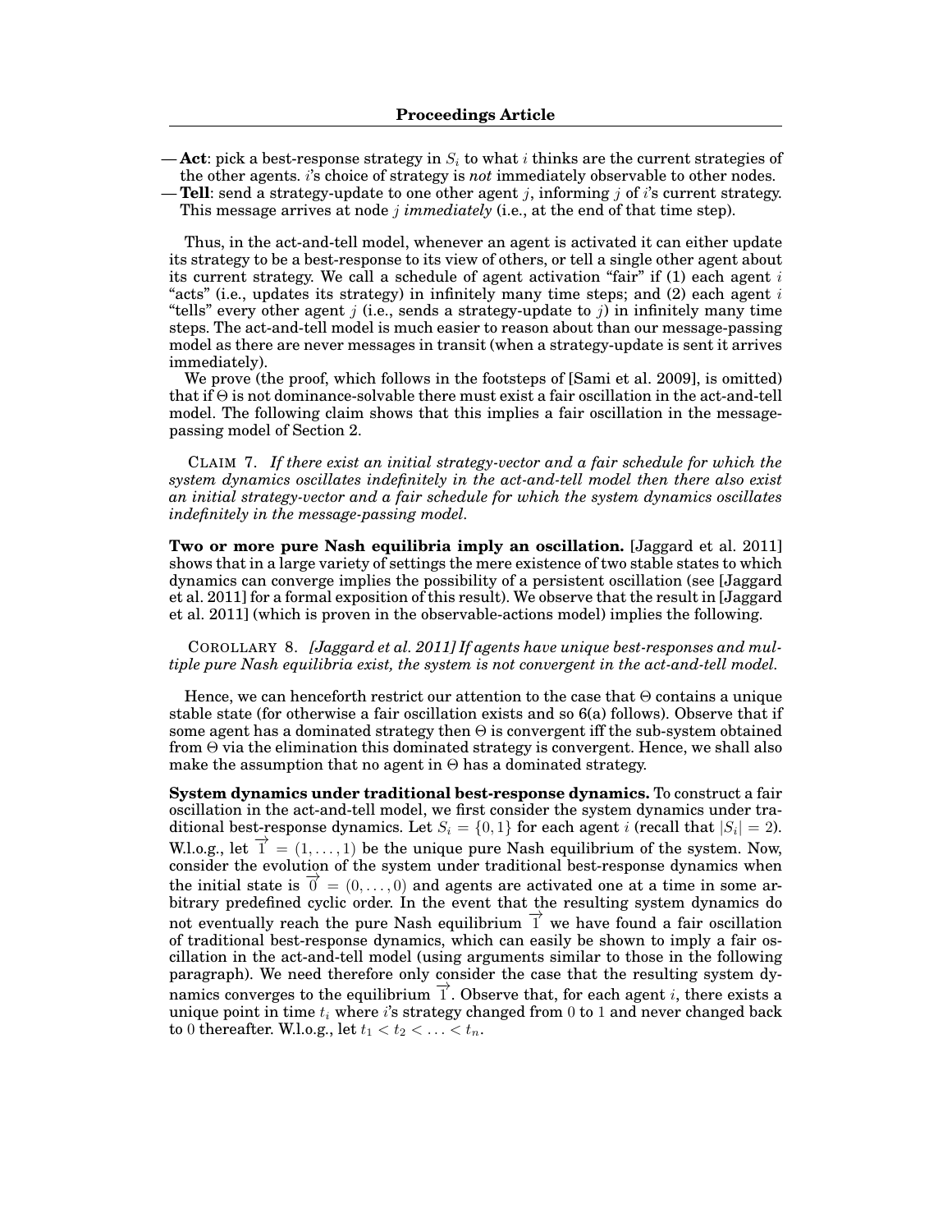— **Act**: pick a best-response strategy in $S_i$ to what $i$ thinks are the current strategies of the other agents. $i$'s choice of strategy is *not* immediately observable to other nodes.
— **Tell**: send a strategy-update to one other agent $j$, informing $j$ of $i$'s current strategy. This message arrives at node $j$ *immediately* (i.e., at the end of that time step).

Thus, in the act-and-tell model, whenever an agent is activated it can either update its strategy to be a best-response to its view of others, or tell a single other agent about its current strategy. We call a schedule of agent activation "fair" if (1) each agent $i$ "acts" (i.e., updates its strategy) in infinitely many time steps; and (2) each agent $i$ "tells" every other agent $j$ (i.e., sends a strategy-update to $j$) in infinitely many time steps. The act-and-tell model is much easier to reason about than our message-passing model as there are never messages in transit (when a strategy-update is sent it arrives immediately).

We prove (the proof, which follows in the footsteps of [Sami et al. 2009], is omitted) that if $\Theta$ is not dominance-solvable there must exist a fair oscillation in the act-and-tell model. The following claim shows that this implies a fair oscillation in the message-passing model of Section 2.

CLAIM 7. *If there exist an initial strategy-vector and a fair schedule for which the system dynamics oscillates indefinitely in the act-and-tell model then there also exist an initial strategy-vector and a fair schedule for which the system dynamics oscillates indefinitely in the message-passing model.*

**Two or more pure Nash equilibria imply an oscillation.** [Jaggard et al. 2011] shows that in a large variety of settings the mere existence of two stable states to which dynamics can converge implies the possibility of a persistent oscillation (see [Jaggard et al. 2011] for a formal exposition of this result). We observe that the result in [Jaggard et al. 2011] (which is proven in the observable-actions model) implies the following.

COROLLARY 8. *[Jaggard et al. 2011] If agents have unique best-responses and multiple pure Nash equilibria exist, the system is not convergent in the act-and-tell model.*

Hence, we can henceforth restrict our attention to the case that $\Theta$ contains a unique stable state (for otherwise a fair oscillation exists and so 6(a) follows). Observe that if some agent has a dominated strategy then $\Theta$ is convergent iff the sub-system obtained from $\Theta$ via the elimination this dominated strategy is convergent. Hence, we shall also make the assumption that no agent in $\Theta$ has a dominated strategy.

**System dynamics under traditional best-response dynamics.** To construct a fair oscillation in the act-and-tell model, we first consider the system dynamics under traditional best-response dynamics. Let $S_i = \{0, 1\}$ for each agent $i$ (recall that $|S_i| = 2$). W.l.o.g., let $\overrightarrow{1} = (1, \ldots, 1)$ be the unique pure Nash equilibrium of the system. Now, consider the evolution of the system under traditional best-response dynamics when the initial state is $\overrightarrow{0} = (0, \ldots, 0)$ and agents are activated one at a time in some arbitrary predefined cyclic order. In the event that the resulting system dynamics do not eventually reach the pure Nash equilibrium $\overrightarrow{1}$ we have found a fair oscillation of traditional best-response dynamics, which can easily be shown to imply a fair oscillation in the act-and-tell model (using arguments similar to those in the following paragraph). We need therefore only consider the case that the resulting system dynamics converges to the equilibrium $\overrightarrow{1}$. Observe that, for each agent $i$, there exists a unique point in time $t_i$ where $i$'s strategy changed from $0$ to $1$ and never changed back to $0$ thereafter. W.l.o.g., let $t_1 < t_2 < \ldots < t_n$.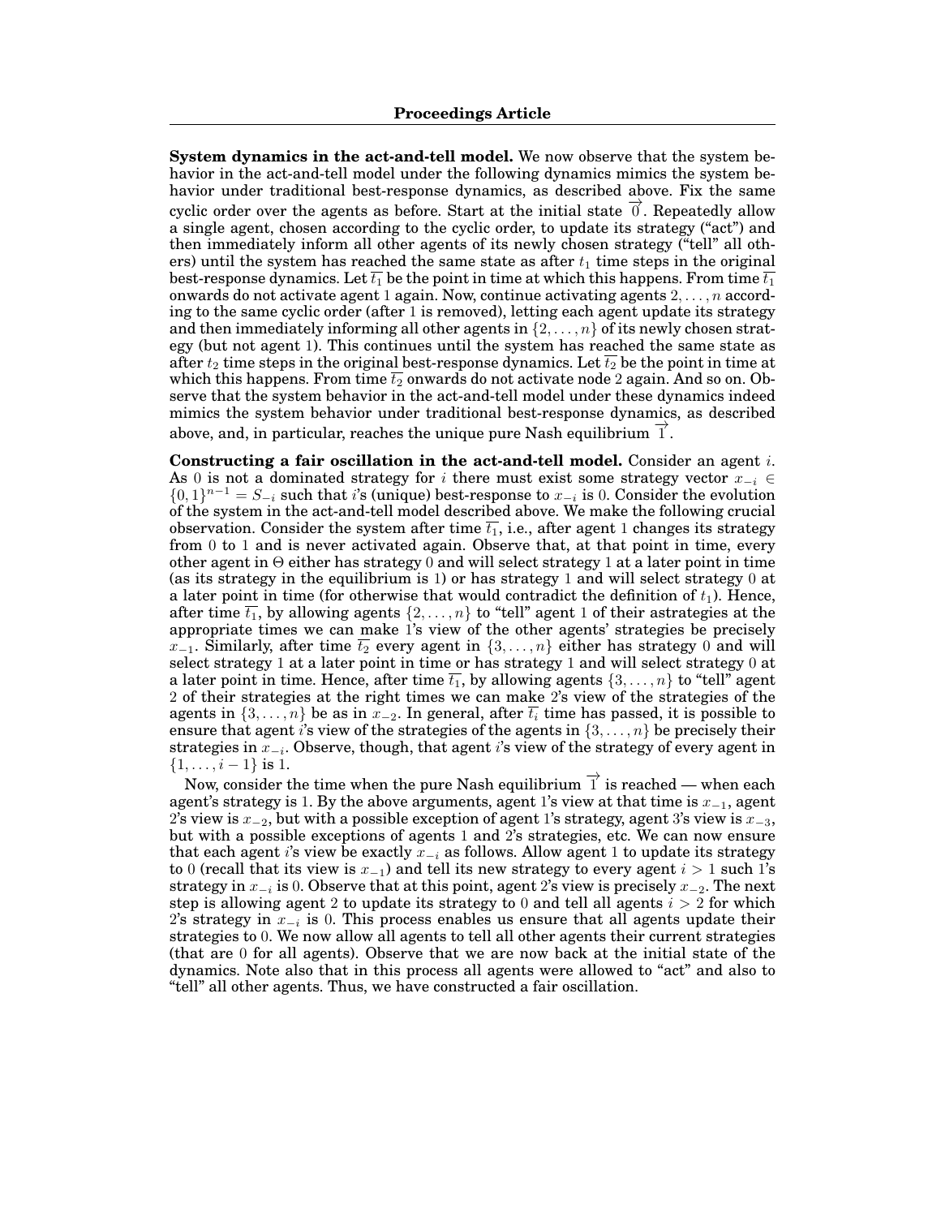**System dynamics in the act-and-tell model.** We now observe that the system behavior in the act-and-tell model under the following dynamics mimics the system behavior under traditional best-response dynamics, as described above. Fix the same cyclic order over the agents as before. Start at the initial state $\overrightarrow{0}$. Repeatedly allow a single agent, chosen according to the cyclic order, to update its strategy ("act") and then immediately inform all other agents of its newly chosen strategy ("tell" all others) until the system has reached the same state as after $t_1$ time steps in the original best-response dynamics. Let $\overline{t_1}$ be the point in time at which this happens. From time $\overline{t_1}$ onwards do not activate agent 1 again. Now, continue activating agents $2, \ldots, n$ according to the same cyclic order (after 1 is removed), letting each agent update its strategy and then immediately informing all other agents in $\{2, \ldots, n\}$ of its newly chosen strategy (but not agent 1). This continues until the system has reached the same state as after $t_2$ time steps in the original best-response dynamics. Let $\overline{t_2}$ be the point in time at which this happens. From time $\overline{t_2}$ onwards do not activate node 2 again. And so on. Observe that the system behavior in the act-and-tell model under these dynamics indeed mimics the system behavior under traditional best-response dynamics, as described above, and, in particular, reaches the unique pure Nash equilibrium $\overrightarrow{1}$.

**Constructing a fair oscillation in the act-and-tell model.** Consider an agent $i$. As 0 is not a dominated strategy for $i$ there must exist some strategy vector $x_{-i} \in \{0,1\}^{n-1} = S_{-i}$ such that $i$'s (unique) best-response to $x_{-i}$ is 0. Consider the evolution of the system in the act-and-tell model described above. We make the following crucial observation. Consider the system after time $\overline{t_1}$, i.e., after agent 1 changes its strategy from 0 to 1 and is never activated again. Observe that, at that point in time, every other agent in $\Theta$ either has strategy 0 and will select strategy 1 at a later point in time (as its strategy in the equilibrium is 1) or has strategy 1 and will select strategy 0 at a later point in time (for otherwise that would contradict the definition of $t_1$). Hence, after time $\overline{t_1}$, by allowing agents $\{2, \ldots, n\}$ to "tell" agent 1 of their astrategies at the appropriate times we can make 1's view of the other agents' strategies be precisely $x_{-1}$. Similarly, after time $\overline{t_2}$ every agent in $\{3, \ldots, n\}$ either has strategy 0 and will select strategy 1 at a later point in time or has strategy 1 and will select strategy 0 at a later point in time. Hence, after time $\overline{t_1}$, by allowing agents $\{3, \ldots, n\}$ to "tell" agent 2 of their strategies at the right times we can make 2's view of the strategies of the agents in $\{3, \ldots, n\}$ be as in $x_{-2}$. In general, after $\overline{t_i}$ time has passed, it is possible to ensure that agent $i$'s view of the strategies of the agents in $\{3, \ldots, n\}$ be precisely their strategies in $x_{-i}$. Observe, though, that agent $i$'s view of the strategy of every agent in $\{1, \ldots, i-1\}$ is 1.

Now, consider the time when the pure Nash equilibrium $\overrightarrow{1}$ is reached — when each agent's strategy is 1. By the above arguments, agent 1's view at that time is $x_{-1}$, agent 2's view is $x_{-2}$, but with a possible exception of agent 1's strategy, agent 3's view is $x_{-3}$, but with a possible exceptions of agents 1 and 2's strategies, etc. We can now ensure that each agent $i$'s view be exactly $x_{-i}$ as follows. Allow agent 1 to update its strategy to 0 (recall that its view is $x_{-1}$) and tell its new strategy to every agent $i > 1$ such 1's strategy in $x_{-i}$ is 0. Observe that at this point, agent 2's view is precisely $x_{-2}$. The next step is allowing agent 2 to update its strategy to 0 and tell all agents $i > 2$ for which 2's strategy in $x_{-i}$ is 0. This process enables us ensure that all agents update their strategies to 0. We now allow all agents to tell all other agents their current strategies (that are 0 for all agents). Observe that we are now back at the initial state of the dynamics. Note also that in this process all agents were allowed to "act" and also to "tell" all other agents. Thus, we have constructed a fair oscillation.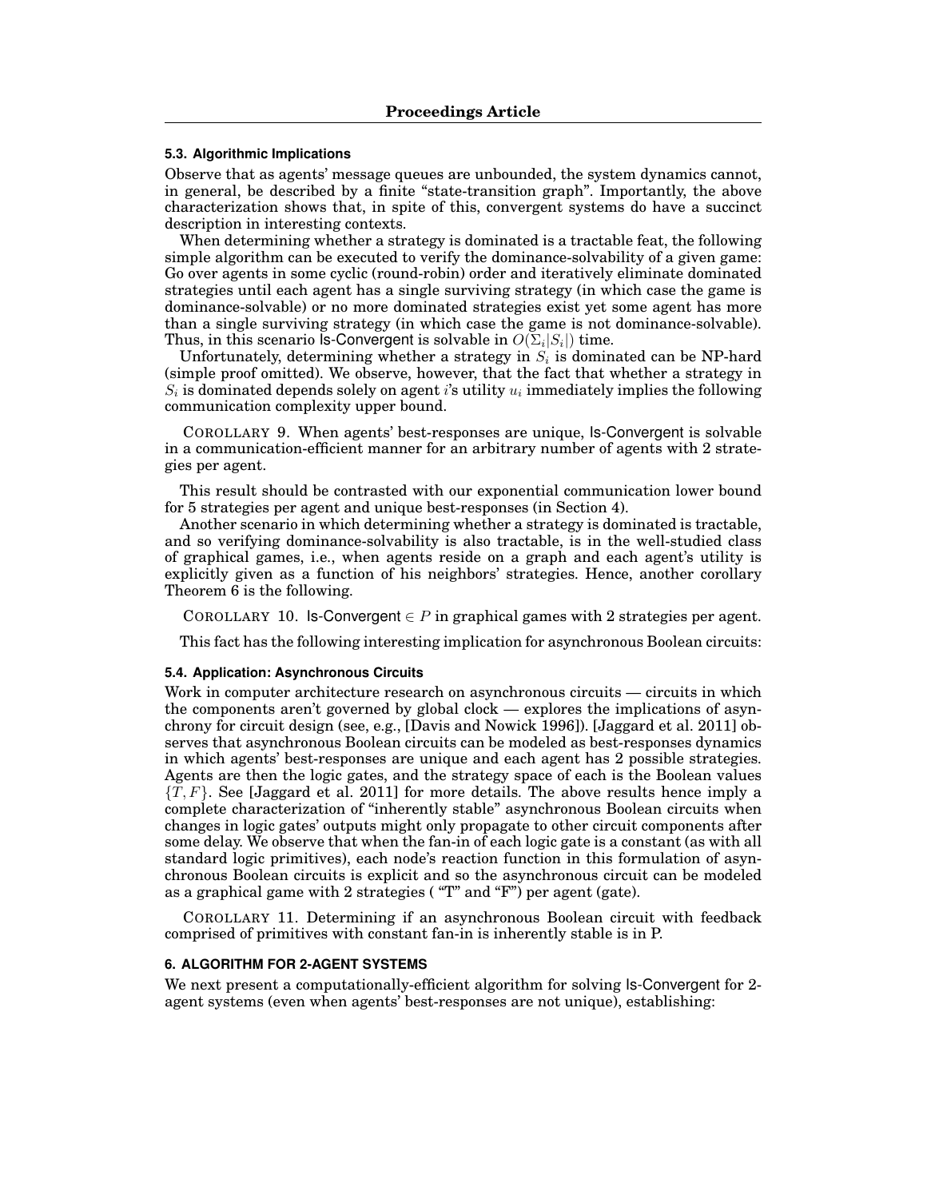### 5.3. Algorithmic Implications

Observe that as agents' message queues are unbounded, the system dynamics cannot, in general, be described by a finite "state-transition graph". Importantly, the above characterization shows that, in spite of this, convergent systems do have a succinct description in interesting contexts.

When determining whether a strategy is dominated is a tractable feat, the following simple algorithm can be executed to verify the dominance-solvability of a given game: Go over agents in some cyclic (round-robin) order and iteratively eliminate dominated strategies until each agent has a single surviving strategy (in which case the game is dominance-solvable) or no more dominated strategies exist yet some agent has more than a single surviving strategy (in which case the game is not dominance-solvable). Thus, in this scenario Is-Convergent is solvable in $O(\Sigma_i |S_i|)$ time.

Unfortunately, determining whether a strategy in $S_i$ is dominated can be NP-hard (simple proof omitted). We observe, however, that the fact that whether a strategy in $S_i$ is dominated depends solely on agent $i$'s utility $u_i$ immediately implies the following communication complexity upper bound.

COROLLARY 9. When agents' best-responses are unique, Is-Convergent is solvable in a communication-efficient manner for an arbitrary number of agents with 2 strategies per agent.

This result should be contrasted with our exponential communication lower bound for 5 strategies per agent and unique best-responses (in Section 4).

Another scenario in which determining whether a strategy is dominated is tractable, and so verifying dominance-solvability is also tractable, is in the well-studied class of graphical games, i.e., when agents reside on a graph and each agent's utility is explicitly given as a function of his neighbors' strategies. Hence, another corollary Theorem 6 is the following.

COROLLARY 10. Is-Convergent $\in P$ in graphical games with 2 strategies per agent.

This fact has the following interesting implication for asynchronous Boolean circuits:

### 5.4. Application: Asynchronous Circuits

Work in computer architecture research on asynchronous circuits — circuits in which the components aren't governed by global clock — explores the implications of asynchrony for circuit design (see, e.g., [Davis and Nowick 1996]). [Jaggard et al. 2011] observes that asynchronous Boolean circuits can be modeled as best-responses dynamics in which agents' best-responses are unique and each agent has 2 possible strategies. Agents are then the logic gates, and the strategy space of each is the Boolean values $\{T, F\}$. See [Jaggard et al. 2011] for more details. The above results hence imply a complete characterization of "inherently stable" asynchronous Boolean circuits when changes in logic gates' outputs might only propagate to other circuit components after some delay. We observe that when the fan-in of each logic gate is a constant (as with all standard logic primitives), each node's reaction function in this formulation of asynchronous Boolean circuits is explicit and so the asynchronous circuit can be modeled as a graphical game with 2 strategies ( "T" and "F") per agent (gate).

COROLLARY 11. Determining if an asynchronous Boolean circuit with feedback comprised of primitives with constant fan-in is inherently stable is in P.

## 6. ALGORITHM FOR 2-AGENT SYSTEMS

We next present a computationally-efficient algorithm for solving Is-Convergent for 2-agent systems (even when agents' best-responses are not unique), establishing: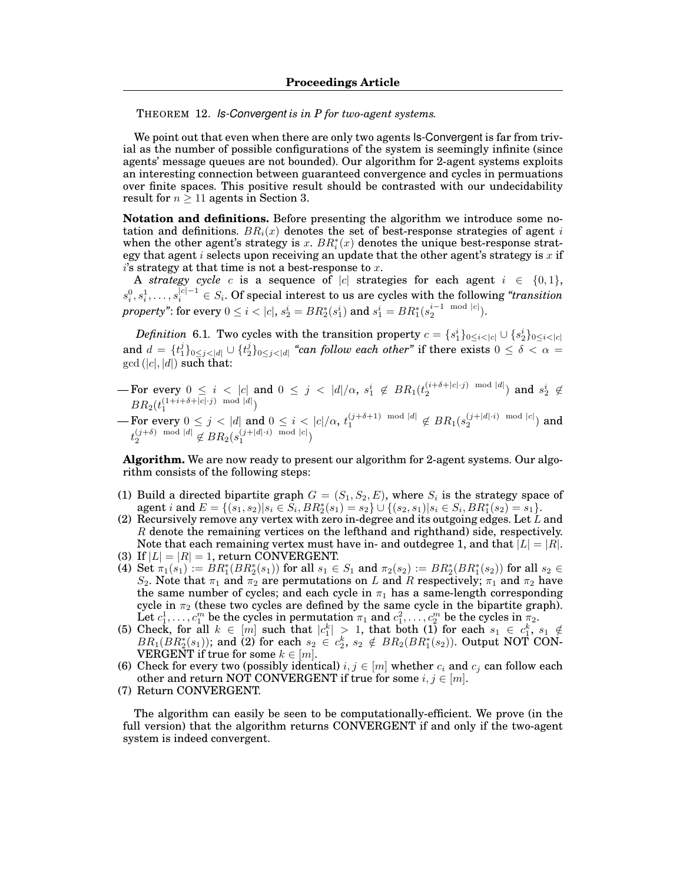THEOREM 12. *Is-Convergent is in P for two-agent systems.*

We point out that even when there are only two agents Is-Convergent is far from trivial as the number of possible configurations of the system is seemingly infinite (since agents' message queues are not bounded). Our algorithm for 2-agent systems exploits an interesting connection between guaranteed convergence and cycles in permuations over finite spaces. This positive result should be contrasted with our undecidability result for $n \geq 11$ agents in Section 3.

**Notation and definitions.** Before presenting the algorithm we introduce some notation and definitions. $BR_i(x)$ denotes the set of best-response strategies of agent $i$ when the other agent's strategy is $x$. $BR_i^*(x)$ denotes the unique best-response strategy that agent $i$ selects upon receiving an update that the other agent's strategy is $x$ if $i$'s strategy at that time is not a best-response to $x$.

A *strategy cycle* $c$ is a sequence of $|c|$ strategies for each agent $i \in \{0, 1\}$, $s_i^0, s_i^1, \ldots, s_i^{|c|-1} \in S_i$. Of special interest to us are cycles with the following *"transition property"*: for every $0 \leq i < |c|$, $s_2^i = BR_2^*(s_1^i)$ and $s_1^i = BR_1^*(s_2^{i-1 \mod |c|})$.

*Definition* 6.1. Two cycles with the transition property $c = \{s_1^i\}_{0 \leq i < |c|} \cup \{s_2^i\}_{0 \leq i < |c|}$ and $d = \{t_1^j\}_{0 \leq j < |d|} \cup \{t_2^j\}_{0 \leq j < |d|}$ *"can follow each other"* if there exists $0 \leq \delta < \alpha = \gcd(|c|, |d|)$ such that:

— For every $0 \leq i < |c|$ and $0 \leq j < |d|/\alpha$, $s_1^i \notin BR_1(t_2^{(i+\delta+|c| \cdot j) \mod |d|})$ and $s_2^i \notin BR_2(t_1^{(1+i+\delta+|c| \cdot j) \mod |d|})$

— For every $0 \leq j < |d|$ and $0 \leq i < |c|/\alpha$, $t_1^{(j+\delta+1) \mod |d|} \notin BR_1(s_2^{(j+|d| \cdot i) \mod |c|})$ and $t_2^{(j+\delta) \mod |d|} \notin BR_2(s_1^{(j+|d| \cdot i) \mod |c|})$

**Algorithm.** We are now ready to present our algorithm for 2-agent systems. Our algorithm consists of the following steps:

(1) Build a directed bipartite graph $G = (S_1, S_2, E)$, where $S_i$ is the strategy space of agent $i$ and $E = \{(s_1, s_2) | s_i \in S_i, BR_2^*(s_1) = s_2\} \cup \{(s_2, s_1) | s_i \in S_i, BR_1^*(s_2) = s_1\}$.
(2) Recursively remove any vertex with zero in-degree and its outgoing edges. Let $L$ and $R$ denote the remaining vertices on the lefthand and righthand) side, respectively. Note that each remaining vertex must have in- and outdegree 1, and that $|L| = |R|$.
(3) If $|L| = |R| = 1$, return CONVERGENT.
(4) Set $\pi_1(s_1) := BR_1^*(BR_2^*(s_1))$ for all $s_1 \in S_1$ and $\pi_2(s_2) := BR_2^*(BR_1^*(s_2))$ for all $s_2 \in S_2$. Note that $\pi_1$ and $\pi_2$ are permutations on $L$ and $R$ respectively; $\pi_1$ and $\pi_2$ have the same number of cycles; and each cycle in $\pi_1$ has a same-length corresponding cycle in $\pi_2$ (these two cycles are defined by the same cycle in the bipartite graph). Let $c_1^1, \ldots, c_1^m$ be the cycles in permutation $\pi_1$ and $c_1^2, \ldots, c_2^m$ be the cycles in $\pi_2$.
(5) Check, for all $k \in [m]$ such that $|c_1^k| > 1$, that both (1) for each $s_1 \in c_1^k$, $s_1 \notin BR_1(BR_2^*(s_1))$; and (2) for each $s_2 \in c_2^k$, $s_2 \notin BR_2(BR_1^*(s_2))$. Output NOT CONVERGENT if true for some $k \in [m]$.
(6) Check for every two (possibly identical) $i, j \in [m]$ whether $c_i$ and $c_j$ can follow each other and return NOT CONVERGENT if true for some $i, j \in [m]$.
(7) Return CONVERGENT.

The algorithm can easily be seen to be computationally-efficient. We prove (in the full version) that the algorithm returns CONVERGENT if and only if the two-agent system is indeed convergent.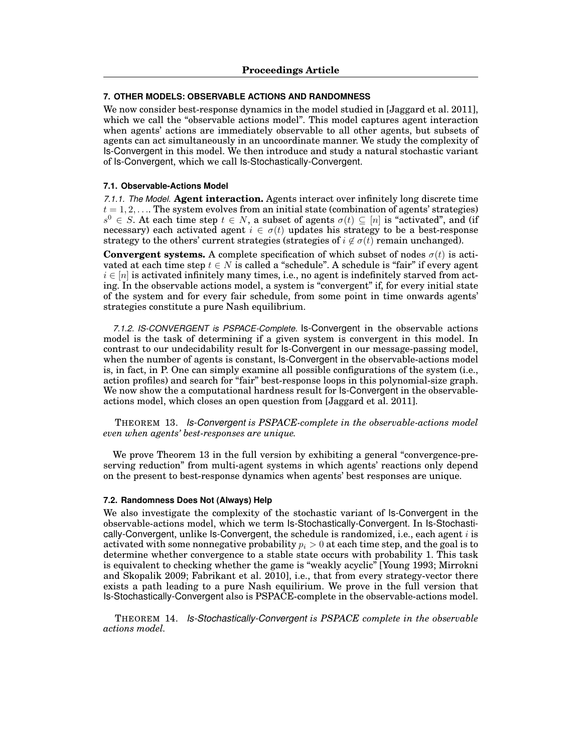## 7. OTHER MODELS: OBSERVABLE ACTIONS AND RANDOMNESS

We now consider best-response dynamics in the model studied in [Jaggard et al. 2011], which we call the "observable actions model". This model captures agent interaction when agents' actions are immediately observable to all other agents, but subsets of agents can act simultaneously in an uncoordinate manner. We study the complexity of Is-Convergent in this model. We then introduce and study a natural stochastic variant of Is-Convergent, which we call Is-Stochastically-Convergent.

### 7.1. Observable-Actions Model

*7.1.1. The Model.* **Agent interaction.** Agents interact over infinitely long discrete time $t = 1, 2, \ldots$. The system evolves from an initial state (combination of agents' strategies) $s^0 \in S$. At each time step $t \in N$, a subset of agents $\sigma(t) \subseteq [n]$ is "activated", and (if necessary) each activated agent $i \in \sigma(t)$ updates his strategy to be a best-response strategy to the others' current strategies (strategies of $i \notin \sigma(t)$ remain unchanged).

**Convergent systems.** A complete specification of which subset of nodes $\sigma(t)$ is activated at each time step $t \in N$ is called a "schedule". A schedule is "fair" if every agent $i \in [n]$ is activated infinitely many times, i.e., no agent is indefinitely starved from acting. In the observable actions model, a system is "convergent" if, for every initial state of the system and for every fair schedule, from some point in time onwards agents' strategies constitute a pure Nash equilibrium.

*7.1.2. IS-CONVERGENT is PSPACE-Complete.* Is-Convergent in the observable actions model is the task of determining if a given system is convergent in this model. In contrast to our undecidability result for Is-Convergent in our message-passing model, when the number of agents is constant, Is-Convergent in the observable-actions model is, in fact, in P. One can simply examine all possible configurations of the system (i.e., action profiles) and search for "fair" best-response loops in this polynomial-size graph. We now show the a computational hardness result for Is-Convergent in the observable-actions model, which closes an open question from [Jaggard et al. 2011].

THEOREM 13. *Is-Convergent is PSPACE-complete in the observable-actions model even when agents' best-responses are unique.*

We prove Theorem 13 in the full version by exhibiting a general "convergence-preserving reduction" from multi-agent systems in which agents' reactions only depend on the present to best-response dynamics when agents' best responses are unique.

### 7.2. Randomness Does Not (Always) Help

We also investigate the complexity of the stochastic variant of Is-Convergent in the observable-actions model, which we term Is-Stochastically-Convergent. In Is-Stochastically-Convergent, unlike Is-Convergent, the schedule is randomized, i.e., each agent $i$ is activated with some nonnegative probability $p_i > 0$ at each time step, and the goal is to determine whether convergence to a stable state occurs with probability 1. This task is equivalent to checking whether the game is "weakly acyclic" [Young 1993; Mirrokni and Skopalik 2009; Fabrikant et al. 2010], i.e., that from every strategy-vector there exists a path leading to a pure Nash equilirium. We prove in the full version that Is-Stochastically-Convergent also is PSPACE-complete in the observable-actions model.

THEOREM 14. *Is-Stochastically-Convergent is PSPACE complete in the observable actions model.*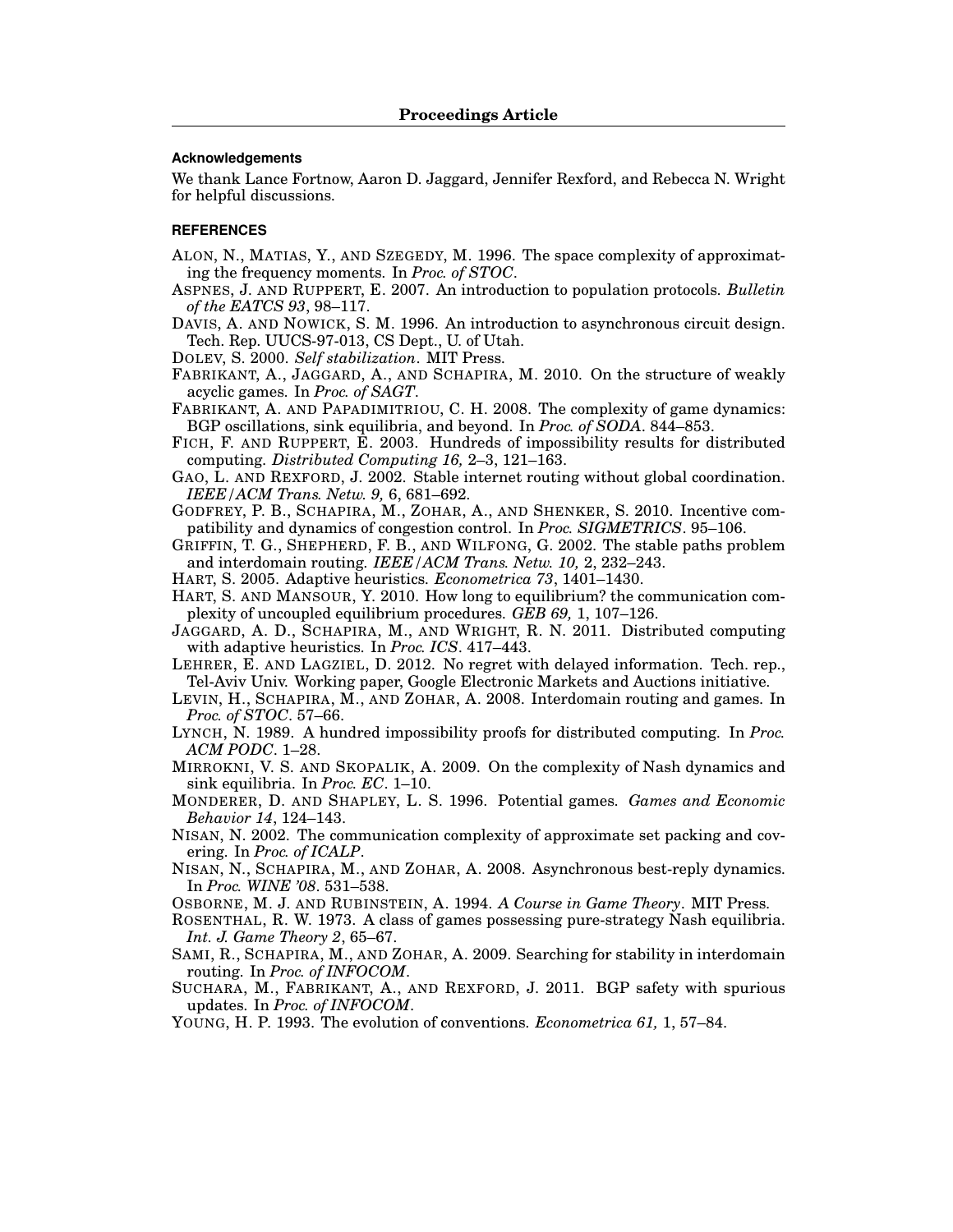### Acknowledgements

We thank Lance Fortnow, Aaron D. Jaggard, Jennifer Rexford, and Rebecca N. Wright for helpful discussions.

### REFERENCES

ALON, N., MATIAS, Y., AND SZEGEDY, M. 1996. The space complexity of approximating the frequency moments. In *Proc. of STOC*.

ASPNES, J. AND RUPPERT, E. 2007. An introduction to population protocols. *Bulletin of the EATCS 93*, 98–117.

DAVIS, A. AND NOWICK, S. M. 1996. An introduction to asynchronous circuit design. Tech. Rep. UUCS-97-013, CS Dept., U. of Utah.

DOLEV, S. 2000. *Self stabilization*. MIT Press.

FABRIKANT, A., JAGGARD, A., AND SCHAPIRA, M. 2010. On the structure of weakly acyclic games. In *Proc. of SAGT*.

FABRIKANT, A. AND PAPADIMITRIOU, C. H. 2008. The complexity of game dynamics: BGP oscillations, sink equilibria, and beyond. In *Proc. of SODA*. 844–853.

FICH, F. AND RUPPERT, E. 2003. Hundreds of impossibility results for distributed computing. *Distributed Computing 16,* 2–3, 121–163.

GAO, L. AND REXFORD, J. 2002. Stable internet routing without global coordination. *IEEE/ACM Trans. Netw. 9,* 6, 681–692.

GODFREY, P. B., SCHAPIRA, M., ZOHAR, A., AND SHENKER, S. 2010. Incentive compatibility and dynamics of congestion control. In *Proc. SIGMETRICS*. 95–106.

GRIFFIN, T. G., SHEPHERD, F. B., AND WILFONG, G. 2002. The stable paths problem and interdomain routing. *IEEE/ACM Trans. Netw. 10,* 2, 232–243.

HART, S. 2005. Adaptive heuristics. *Econometrica 73*, 1401–1430.

HART, S. AND MANSOUR, Y. 2010. How long to equilibrium? the communication complexity of uncoupled equilibrium procedures. *GEB 69,* 1, 107–126.

JAGGARD, A. D., SCHAPIRA, M., AND WRIGHT, R. N. 2011. Distributed computing with adaptive heuristics. In *Proc. ICS*. 417–443.

LEHRER, E. AND LAGZIEL, D. 2012. No regret with delayed information. Tech. rep., Tel-Aviv Univ. Working paper, Google Electronic Markets and Auctions initiative.

LEVIN, H., SCHAPIRA, M., AND ZOHAR, A. 2008. Interdomain routing and games. In *Proc. of STOC*. 57–66.

LYNCH, N. 1989. A hundred impossibility proofs for distributed computing. In *Proc. ACM PODC*. 1–28.

MIRROKNI, V. S. AND SKOPALIK, A. 2009. On the complexity of Nash dynamics and sink equilibria. In *Proc. EC*. 1–10.

MONDERER, D. AND SHAPLEY, L. S. 1996. Potential games. *Games and Economic Behavior 14*, 124–143.

NISAN, N. 2002. The communication complexity of approximate set packing and covering. In *Proc. of ICALP*.

NISAN, N., SCHAPIRA, M., AND ZOHAR, A. 2008. Asynchronous best-reply dynamics. In *Proc. WINE '08*. 531–538.

OSBORNE, M. J. AND RUBINSTEIN, A. 1994. *A Course in Game Theory*. MIT Press.

ROSENTHAL, R. W. 1973. A class of games possessing pure-strategy Nash equilibria. *Int. J. Game Theory 2*, 65–67.

SAMI, R., SCHAPIRA, M., AND ZOHAR, A. 2009. Searching for stability in interdomain routing. In *Proc. of INFOCOM*.

SUCHARA, M., FABRIKANT, A., AND REXFORD, J. 2011. BGP safety with spurious updates. In *Proc. of INFOCOM*.

YOUNG, H. P. 1993. The evolution of conventions. *Econometrica 61,* 1, 57–84.